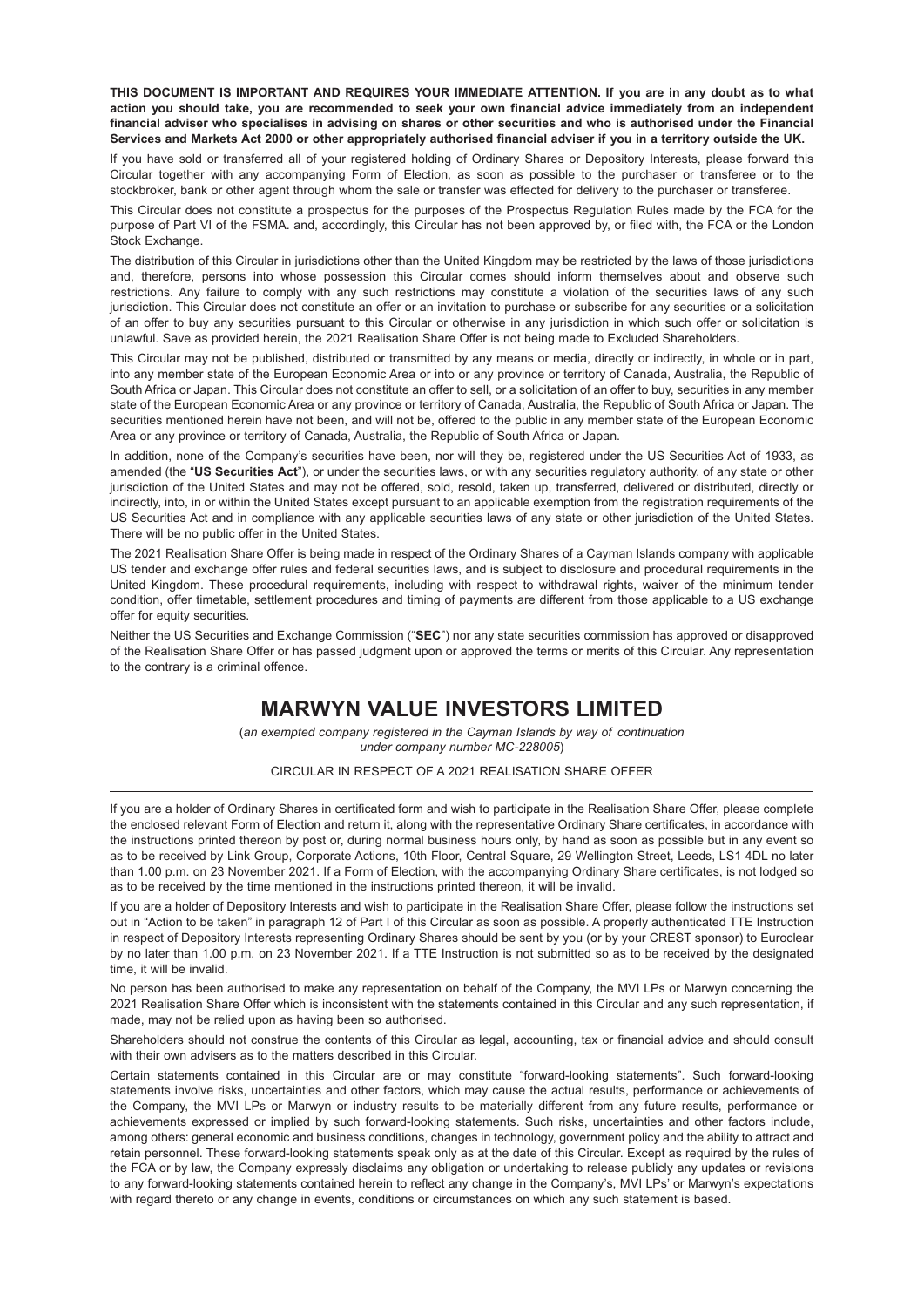**THIS DOCUMENT IS IMPORTANT AND REQUIRES YOUR IMMEDIATE ATTENTION. If you are in any doubt as to what action you should take, you are recommended to seek your own financial advice immediately from an independent financial adviser who specialises in advising on shares or other securities and who is authorised under the Financial Services and Markets Act 2000 or other appropriately authorised financial adviser if you in a territory outside the UK.**

If you have sold or transferred all of your registered holding of Ordinary Shares or Depository Interests, please forward this Circular together with any accompanying Form of Election, as soon as possible to the purchaser or transferee or to the stockbroker, bank or other agent through whom the sale or transfer was effected for delivery to the purchaser or transferee.

This Circular does not constitute a prospectus for the purposes of the Prospectus Regulation Rules made by the FCA for the purpose of Part VI of the FSMA. and, accordingly, this Circular has not been approved by, or filed with, the FCA or the London Stock Exchange.

The distribution of this Circular in jurisdictions other than the United Kingdom may be restricted by the laws of those jurisdictions and, therefore, persons into whose possession this Circular comes should inform themselves about and observe such restrictions. Any failure to comply with any such restrictions may constitute a violation of the securities laws of any such jurisdiction. This Circular does not constitute an offer or an invitation to purchase or subscribe for any securities or a solicitation of an offer to buy any securities pursuant to this Circular or otherwise in any jurisdiction in which such offer or solicitation is unlawful. Save as provided herein, the 2021 Realisation Share Offer is not being made to Excluded Shareholders.

This Circular may not be published, distributed or transmitted by any means or media, directly or indirectly, in whole or in part, into any member state of the European Economic Area or into or any province or territory of Canada, Australia, the Republic of South Africa or Japan. This Circular does not constitute an offer to sell, or a solicitation of an offer to buy, securities in any member state of the European Economic Area or any province or territory of Canada, Australia, the Republic of South Africa or Japan. The securities mentioned herein have not been, and will not be, offered to the public in any member state of the European Economic Area or any province or territory of Canada, Australia, the Republic of South Africa or Japan.

In addition, none of the Company's securities have been, nor will they be, registered under the US Securities Act of 1933, as amended (the "**US Securities Act**"), or under the securities laws, or with any securities regulatory authority, of any state or other jurisdiction of the United States and may not be offered, sold, resold, taken up, transferred, delivered or distributed, directly or indirectly, into, in or within the United States except pursuant to an applicable exemption from the registration requirements of the US Securities Act and in compliance with any applicable securities laws of any state or other jurisdiction of the United States. There will be no public offer in the United States.

The 2021 Realisation Share Offer is being made in respect of the Ordinary Shares of a Cayman Islands company with applicable US tender and exchange offer rules and federal securities laws, and is subject to disclosure and procedural requirements in the United Kingdom. These procedural requirements, including with respect to withdrawal rights, waiver of the minimum tender condition, offer timetable, settlement procedures and timing of payments are different from those applicable to a US exchange offer for equity securities.

Neither the US Securities and Exchange Commission ("**SEC**") nor any state securities commission has approved or disapproved of the Realisation Share Offer or has passed judgment upon or approved the terms or merits of this Circular. Any representation to the contrary is a criminal offence.

---

# MARWYN VALUE INVESTORS LIMITED

(*an exempted company registered in the Cayman Islands by way of continuation under company number MC-228005*)

CIRCULAR IN RESPECT OF A 2021 REALISATION SHARE OFFER

---

If you are a holder of Ordinary Shares in certificated form and wish to participate in the Realisation Share Offer, please complete the enclosed relevant Form of Election and return it, along with the representative Ordinary Share certificates, in accordance with the instructions printed thereon by post or, during normal business hours only, by hand as soon as possible but in any event so as to be received by Link Group, Corporate Actions, 10th Floor, Central Square, 29 Wellington Street, Leeds, LS1 4DL no later than 1.00 p.m. on 23 November 2021. If a Form of Election, with the accompanying Ordinary Share certificates, is not lodged so as to be received by the time mentioned in the instructions printed thereon, it will be invalid.

If you are a holder of Depository Interests and wish to participate in the Realisation Share Offer, please follow the instructions set out in "Action to be taken" in paragraph 12 of Part I of this Circular as soon as possible. A properly authenticated TTE Instruction in respect of Depository Interests representing Ordinary Shares should be sent by you (or by your CREST sponsor) to Euroclear by no later than 1.00 p.m. on 23 November 2021. If a TTE Instruction is not submitted so as to be received by the designated time, it will be invalid.

No person has been authorised to make any representation on behalf of the Company, the MVI LPs or Marwyn concerning the 2021 Realisation Share Offer which is inconsistent with the statements contained in this Circular and any such representation, if made, may not be relied upon as having been so authorised.

Shareholders should not construe the contents of this Circular as legal, accounting, tax or financial advice and should consult with their own advisers as to the matters described in this Circular.

Certain statements contained in this Circular are or may constitute "forward-looking statements". Such forward-looking statements involve risks, uncertainties and other factors, which may cause the actual results, performance or achievements of the Company, the MVI LPs or Marwyn or industry results to be materially different from any future results, performance or achievements expressed or implied by such forward-looking statements. Such risks, uncertainties and other factors include, among others: general economic and business conditions, changes in technology, government policy and the ability to attract and retain personnel. These forward-looking statements speak only as at the date of this Circular. Except as required by the rules of the FCA or by law, the Company expressly disclaims any obligation or undertaking to release publicly any updates or revisions to any forward-looking statements contained herein to reflect any change in the Company's, MVI LPs' or Marwyn's expectations with regard thereto or any change in events, conditions or circumstances on which any such statement is based.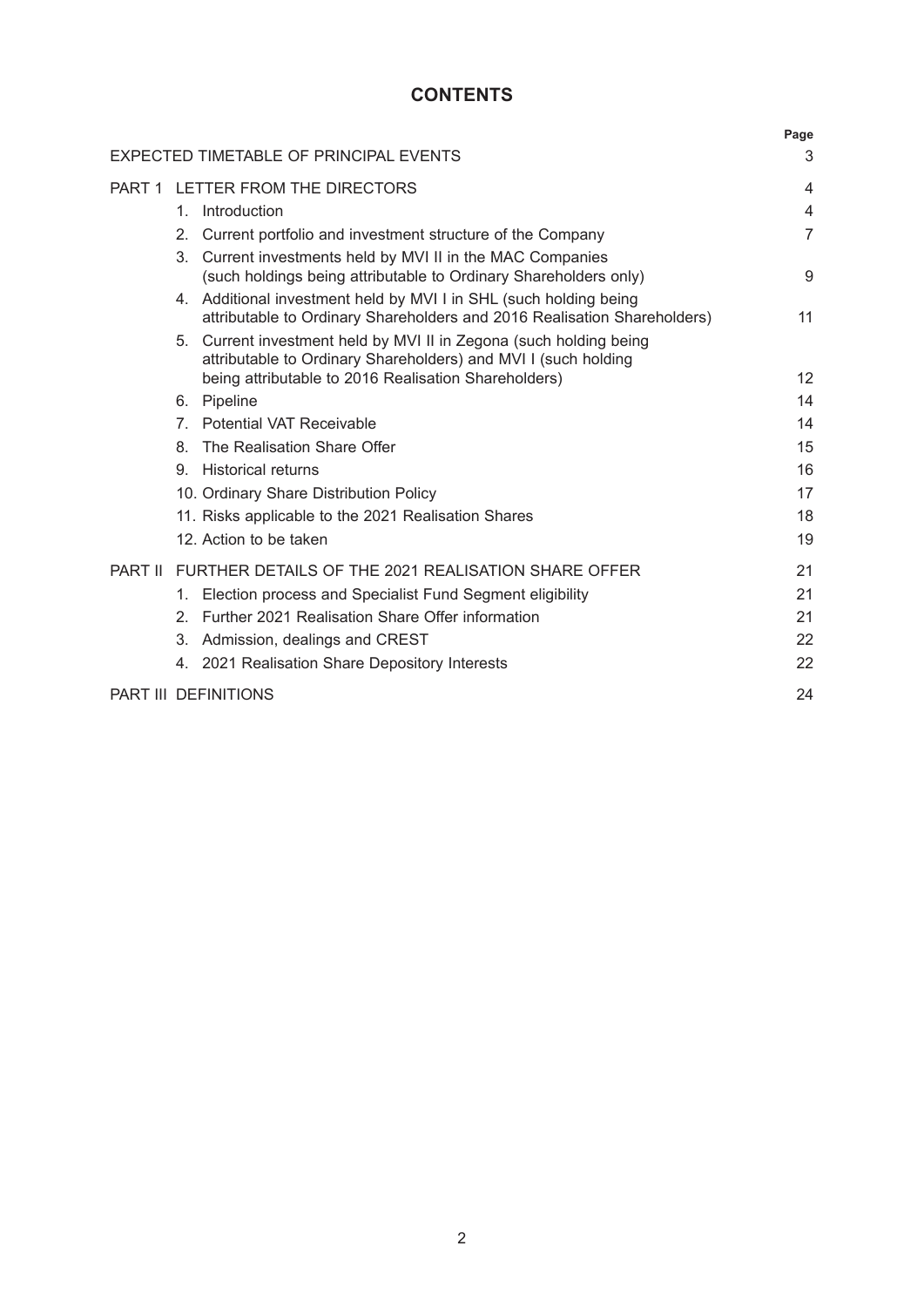# CONTENTS

| | | Page |
|---|---|---|
| EXPECTED TIMETABLE OF PRINCIPAL EVENTS | | 3 |
| PART 1 | LETTER FROM THE DIRECTORS | 4 |
| | 1. Introduction | 4 |
| | 2. Current portfolio and investment structure of the Company | 7 |
| | 3. Current investments held by MVI II in the MAC Companies (such holdings being attributable to Ordinary Shareholders only) | 9 |
| | 4. Additional investment held by MVI I in SHL (such holding being attributable to Ordinary Shareholders and 2016 Realisation Shareholders) | 11 |
| | 5. Current investment held by MVI II in Zegona (such holding being attributable to Ordinary Shareholders) and MVI I (such holding being attributable to 2016 Realisation Shareholders) | 12 |
| | 6. Pipeline | 14 |
| | 7. Potential VAT Receivable | 14 |
| | 8. The Realisation Share Offer | 15 |
| | 9. Historical returns | 16 |
| | 10. Ordinary Share Distribution Policy | 17 |
| | 11. Risks applicable to the 2021 Realisation Shares | 18 |
| | 12. Action to be taken | 19 |
| PART II | FURTHER DETAILS OF THE 2021 REALISATION SHARE OFFER | 21 |
| | 1. Election process and Specialist Fund Segment eligibility | 21 |
| | 2. Further 2021 Realisation Share Offer information | 21 |
| | 3. Admission, dealings and CREST | 22 |
| | 4. 2021 Realisation Share Depository Interests | 22 |
| PART III | DEFINITIONS | 24 |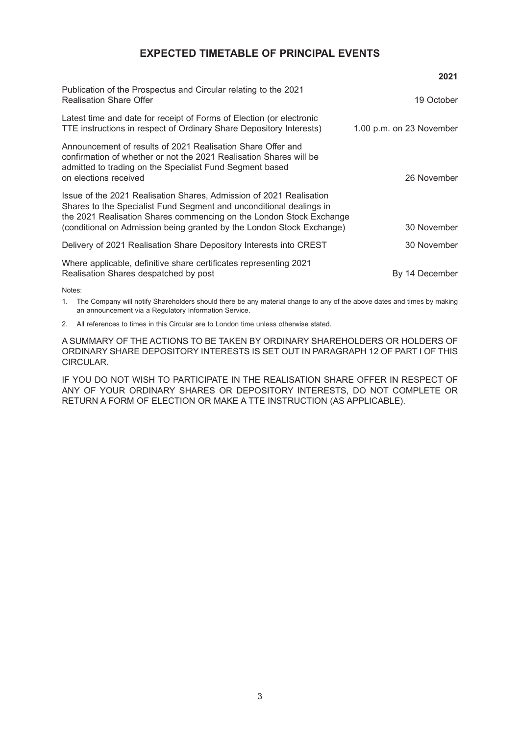# EXPECTED TIMETABLE OF PRINCIPAL EVENTS

| | **2021** |
|---|---|
| Publication of the Prospectus and Circular relating to the 2021 Realisation Share Offer | 19 October |
| Latest time and date for receipt of Forms of Election (or electronic TTE instructions in respect of Ordinary Share Depository Interests) | 1.00 p.m. on 23 November |
| Announcement of results of 2021 Realisation Share Offer and confirmation of whether or not the 2021 Realisation Shares will be admitted to trading on the Specialist Fund Segment based on elections received | 26 November |
| Issue of the 2021 Realisation Shares, Admission of 2021 Realisation Shares to the Specialist Fund Segment and unconditional dealings in the 2021 Realisation Shares commencing on the London Stock Exchange (conditional on Admission being granted by the London Stock Exchange) | 30 November |
| Delivery of 2021 Realisation Share Depository Interests into CREST | 30 November |
| Where applicable, definitive share certificates representing 2021 Realisation Shares despatched by post | By 14 December |

Notes:

1. The Company will notify Shareholders should there be any material change to any of the above dates and times by making an announcement via a Regulatory Information Service.
2. All references to times in this Circular are to London time unless otherwise stated.

A SUMMARY OF THE ACTIONS TO BE TAKEN BY ORDINARY SHAREHOLDERS OR HOLDERS OF ORDINARY SHARE DEPOSITORY INTERESTS IS SET OUT IN PARAGRAPH 12 OF PART I OF THIS CIRCULAR.

IF YOU DO NOT WISH TO PARTICIPATE IN THE REALISATION SHARE OFFER IN RESPECT OF ANY OF YOUR ORDINARY SHARES OR DEPOSITORY INTERESTS, DO NOT COMPLETE OR RETURN A FORM OF ELECTION OR MAKE A TTE INSTRUCTION (AS APPLICABLE).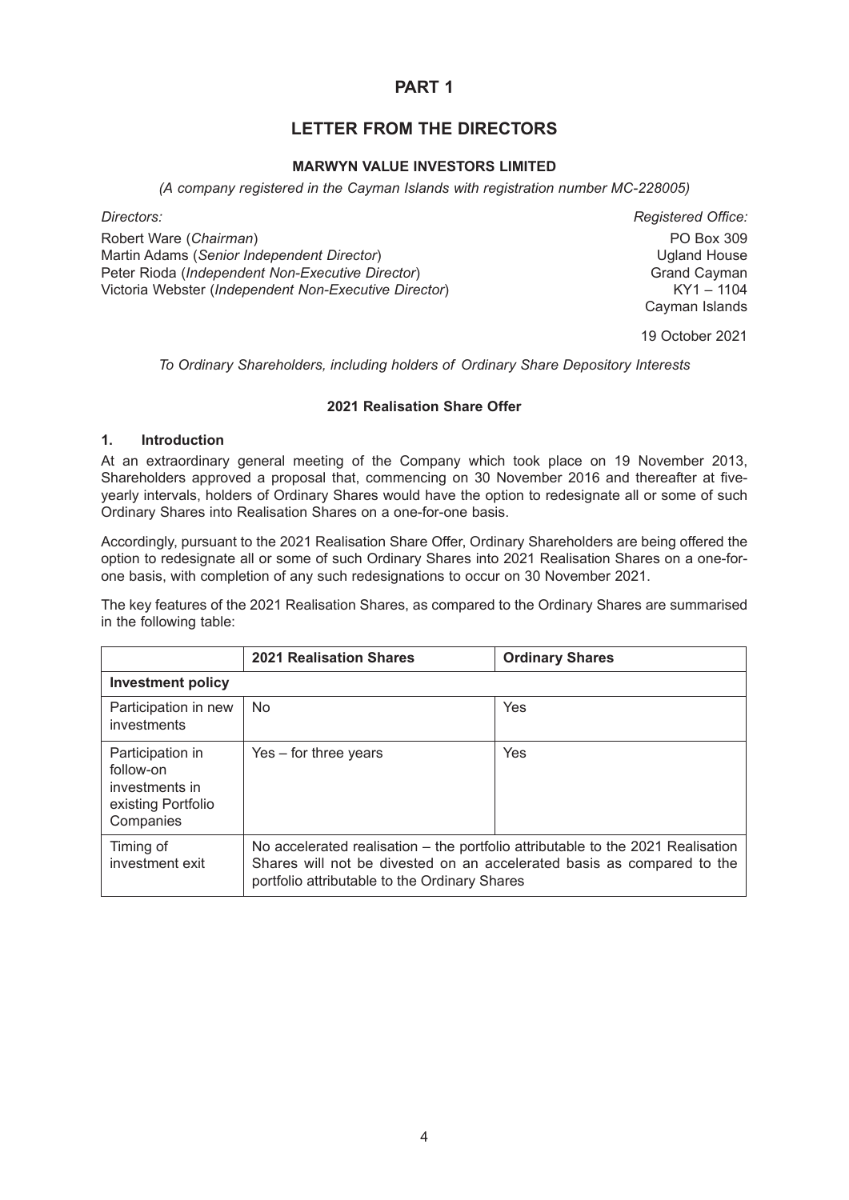# PART 1

## LETTER FROM THE DIRECTORS

### MARWYN VALUE INVESTORS LIMITED

*(A company registered in the Cayman Islands with registration number MC-228005)*

*Directors:*

Robert Ware (*Chairman*)
Martin Adams (*Senior Independent Director*)
Peter Rioda (*Independent Non-Executive Director*)
Victoria Webster (*Independent Non-Executive Director*)

*Registered Office:*

PO Box 309
Ugland House
Grand Cayman
KY1 – 1104
Cayman Islands

19 October 2021

*To Ordinary Shareholders, including holders of Ordinary Share Depository Interests*

**2021 Realisation Share Offer**

### 1. Introduction

At an extraordinary general meeting of the Company which took place on 19 November 2013, Shareholders approved a proposal that, commencing on 30 November 2016 and thereafter at five-yearly intervals, holders of Ordinary Shares would have the option to redesignate all or some of such Ordinary Shares into Realisation Shares on a one-for-one basis.

Accordingly, pursuant to the 2021 Realisation Share Offer, Ordinary Shareholders are being offered the option to redesignate all or some of such Ordinary Shares into 2021 Realisation Shares on a one-for-one basis, with completion of any such redesignations to occur on 30 November 2021.

The key features of the 2021 Realisation Shares, as compared to the Ordinary Shares are summarised in the following table:

| | **2021 Realisation Shares** | **Ordinary Shares** |
|---|---|---|
| **Investment policy** | | |
| Participation in new investments | No | Yes |
| Participation in follow-on investments in existing Portfolio Companies | Yes – for three years | Yes |
| Timing of investment exit | No accelerated realisation – the portfolio attributable to the 2021 Realisation Shares will not be divested on an accelerated basis as compared to the portfolio attributable to the Ordinary Shares | |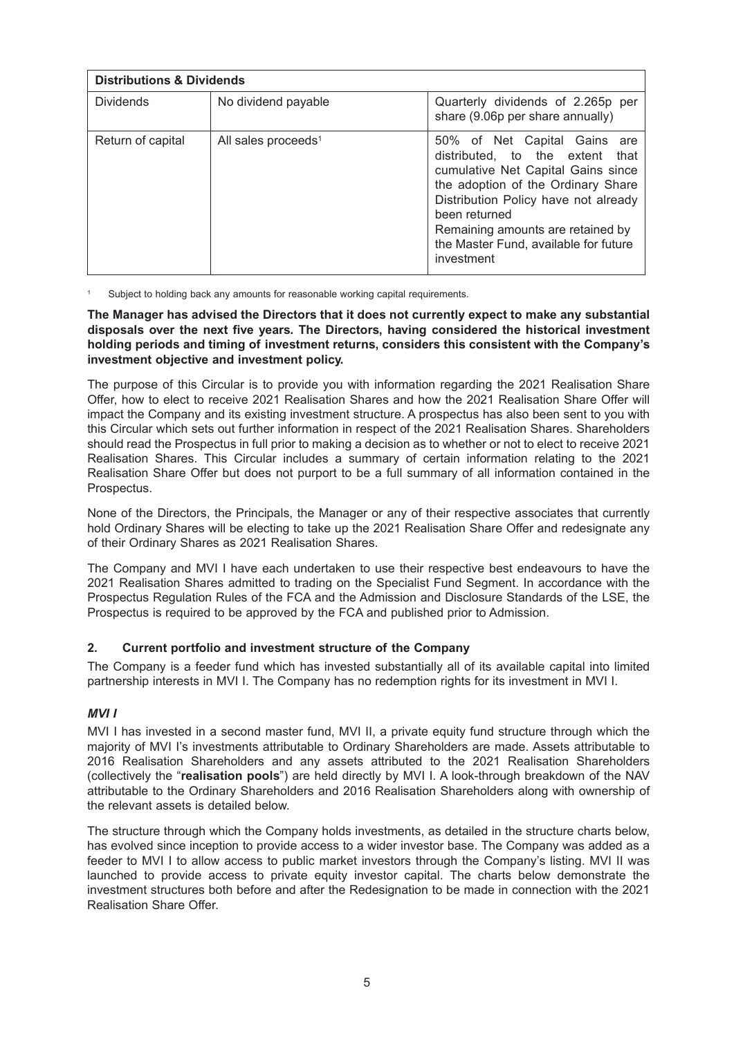| Distributions & Dividends | | |
|---|---|---|
| Dividends | No dividend payable | Quarterly dividends of 2.265p per share (9.06p per share annually) |
| Return of capital | All sales proceeds[1] | 50% of Net Capital Gains are distributed, to the extent that cumulative Net Capital Gains since the adoption of the Ordinary Share Distribution Policy have not already been returned<br>Remaining amounts are retained by the Master Fund, available for future investment |

[1] Subject to holding back any amounts for reasonable working capital requirements.

**The Manager has advised the Directors that it does not currently expect to make any substantial disposals over the next five years. The Directors, having considered the historical investment holding periods and timing of investment returns, considers this consistent with the Company's investment objective and investment policy.**

The purpose of this Circular is to provide you with information regarding the 2021 Realisation Share Offer, how to elect to receive 2021 Realisation Shares and how the 2021 Realisation Share Offer will impact the Company and its existing investment structure. A prospectus has also been sent to you with this Circular which sets out further information in respect of the 2021 Realisation Shares. Shareholders should read the Prospectus in full prior to making a decision as to whether or not to elect to receive 2021 Realisation Shares. This Circular includes a summary of certain information relating to the 2021 Realisation Share Offer but does not purport to be a full summary of all information contained in the Prospectus.

None of the Directors, the Principals, the Manager or any of their respective associates that currently hold Ordinary Shares will be electing to take up the 2021 Realisation Share Offer and redesignate any of their Ordinary Shares as 2021 Realisation Shares.

The Company and MVI I have each undertaken to use their respective best endeavours to have the 2021 Realisation Shares admitted to trading on the Specialist Fund Segment. In accordance with the Prospectus Regulation Rules of the FCA and the Admission and Disclosure Standards of the LSE, the Prospectus is required to be approved by the FCA and published prior to Admission.

## 2. Current portfolio and investment structure of the Company

The Company is a feeder fund which has invested substantially all of its available capital into limited partnership interests in MVI I. The Company has no redemption rights for its investment in MVI I.

***MVI I***

MVI I has invested in a second master fund, MVI II, a private equity fund structure through which the majority of MVI I's investments attributable to Ordinary Shareholders are made. Assets attributable to 2016 Realisation Shareholders and any assets attributed to the 2021 Realisation Shareholders (collectively the "**realisation pools**") are held directly by MVI I. A look-through breakdown of the NAV attributable to the Ordinary Shareholders and 2016 Realisation Shareholders along with ownership of the relevant assets is detailed below.

The structure through which the Company holds investments, as detailed in the structure charts below, has evolved since inception to provide access to a wider investor base. The Company was added as a feeder to MVI I to allow access to public market investors through the Company's listing. MVI II was launched to provide access to private equity investor capital. The charts below demonstrate the investment structures both before and after the Redesignation to be made in connection with the 2021 Realisation Share Offer.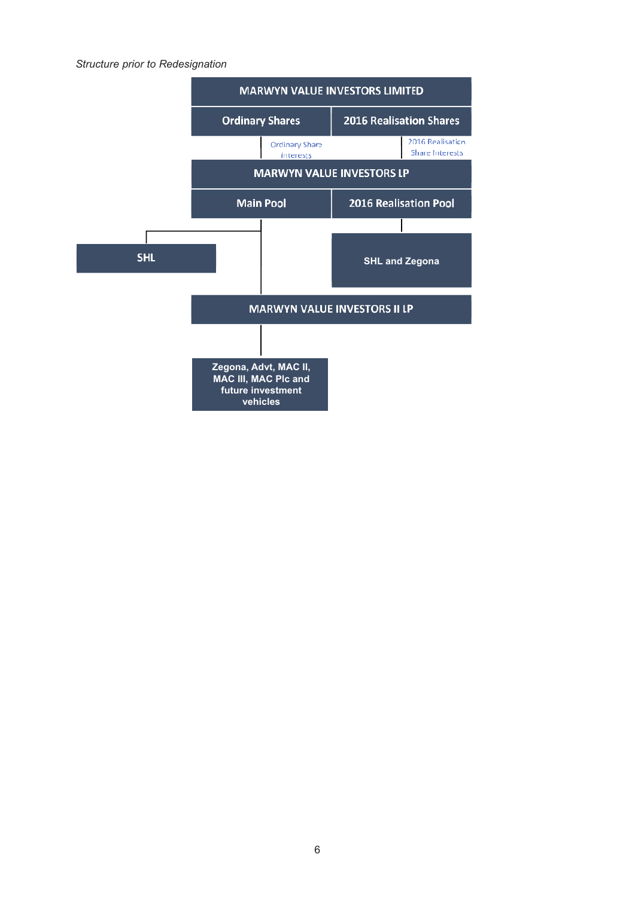*Structure prior to Redesignation*

MARWYN VALUE INVESTORS LIMITED

Ordinary Shares

2016 Realisation Shares

Ordinary Share Interests

2016 Realisation Share Interests

MARWYN VALUE INVESTORS LP

Main Pool

2016 Realisation Pool

SHL

SHL and Zegona

MARWYN VALUE INVESTORS II LP

Zegona, Advt, MAC II, MAC III, MAC Plc and future investment vehicles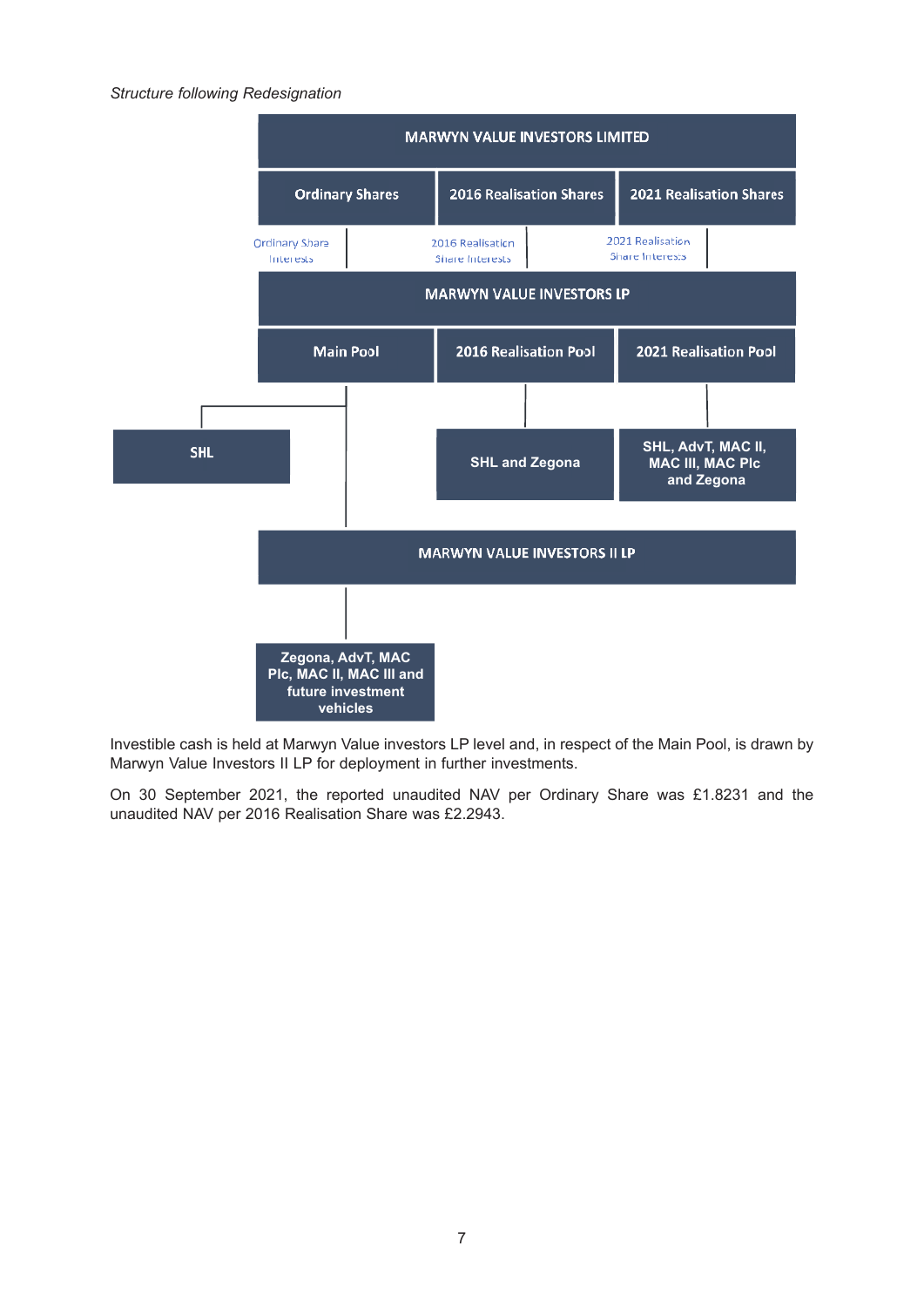*Structure following Redesignation*

MARWYN VALUE INVESTORS LIMITED

| Ordinary Shares | 2016 Realisation Shares | 2021 Realisation Shares |
|---|---|---|
| Ordinary Share Interests | 2016 Realisation Share Interests | 2021 Realisation Share Interests |

MARWYN VALUE INVESTORS LP

| Main Pool | 2016 Realisation Pool | 2021 Realisation Pool |
|---|---|---|
| SHL | SHL and Zegona | SHL, AdvT, MAC II, MAC III, MAC Plc and Zegona |

MARWYN VALUE INVESTORS II LP

Zegona, AdvT, MAC Plc, MAC II, MAC III and future investment vehicles

Investible cash is held at Marwyn Value investors LP level and, in respect of the Main Pool, is drawn by Marwyn Value Investors II LP for deployment in further investments.

On 30 September 2021, the reported unaudited NAV per Ordinary Share was £1.8231 and the unaudited NAV per 2016 Realisation Share was £2.2943.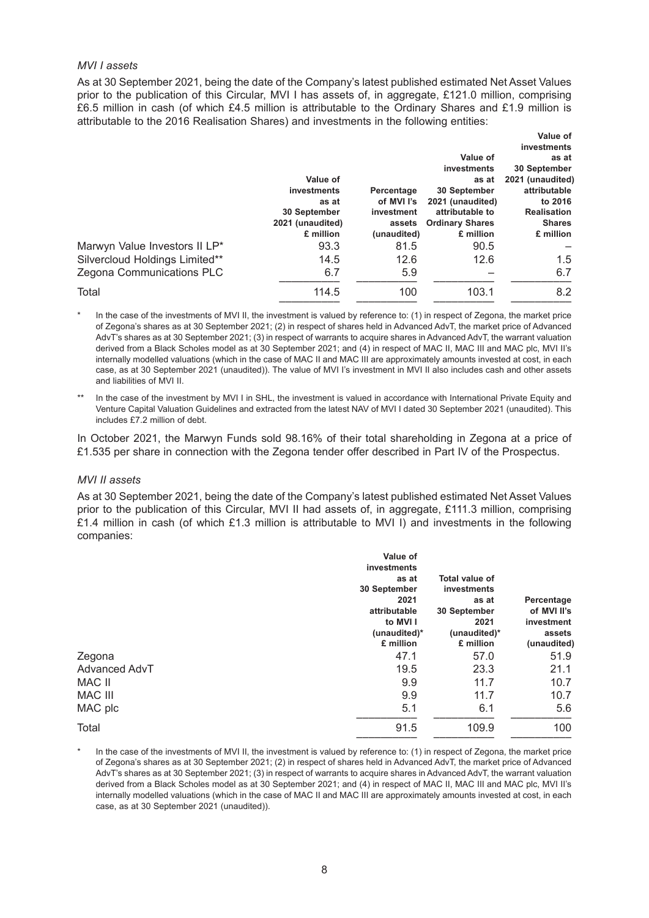*MVI I assets*

As at 30 September 2021, being the date of the Company's latest published estimated Net Asset Values prior to the publication of this Circular, MVI I has assets of, in aggregate, £121.0 million, comprising £6.5 million in cash (of which £4.5 million is attributable to the Ordinary Shares and £1.9 million is attributable to the 2016 Realisation Shares) and investments in the following entities:

| | Value of investments as at 30 September 2021 (unaudited) £ million | Percentage of MVI I's investment assets (unaudited) | Value of investments as at 30 September 2021 (unaudited) attributable to Ordinary Shares £ million | Value of investments as at 30 September 2021 (unaudited) attributable to 2016 Realisation Shares £ million |
|---|---|---|---|---|
| Marwyn Value Investors II LP* | 93.3 | 81.5 | 90.5 | – |
| Silvercloud Holdings Limited** | 14.5 | 12.6 | 12.6 | 1.5 |
| Zegona Communications PLC | 6.7 | 5.9 | – | 6.7 |
| Total | 114.5 | 100 | 103.1 | 8.2 |

\* In the case of the investments of MVI II, the investment is valued by reference to: (1) in respect of Zegona, the market price of Zegona's shares as at 30 September 2021; (2) in respect of shares held in Advanced AdvT, the market price of Advanced AdvT's shares as at 30 September 2021; (3) in respect of warrants to acquire shares in Advanced AdvT, the warrant valuation derived from a Black Scholes model as at 30 September 2021; and (4) in respect of MAC II, MAC III and MAC plc, MVI II's internally modelled valuations (which in the case of MAC II and MAC III are approximately amounts invested at cost, in each case, as at 30 September 2021 (unaudited)). The value of MVI I's investment in MVI II also includes cash and other assets and liabilities of MVI II.

\** In the case of the investment by MVI I in SHL, the investment is valued in accordance with International Private Equity and Venture Capital Valuation Guidelines and extracted from the latest NAV of MVI I dated 30 September 2021 (unaudited). This includes £7.2 million of debt.

In October 2021, the Marwyn Funds sold 98.16% of their total shareholding in Zegona at a price of £1.535 per share in connection with the Zegona tender offer described in Part IV of the Prospectus.

*MVI II assets*

As at 30 September 2021, being the date of the Company's latest published estimated Net Asset Values prior to the publication of this Circular, MVI II had assets of, in aggregate, £111.3 million, comprising £1.4 million in cash (of which £1.3 million is attributable to MVI I) and investments in the following companies:

| | Value of investments as at 30 September 2021 attributable to MVI I (unaudited)* £ million | Total value of investments as at 30 September 2021 (unaudited)* £ million | Percentage of MVI II's investment assets (unaudited) |
|---|---|---|---|
| Zegona | 47.1 | 57.0 | 51.9 |
| Advanced AdvT | 19.5 | 23.3 | 21.1 |
| MAC II | 9.9 | 11.7 | 10.7 |
| MAC III | 9.9 | 11.7 | 10.7 |
| MAC plc | 5.1 | 6.1 | 5.6 |
| Total | 91.5 | 109.9 | 100 |

\* In the case of the investments of MVI II, the investment is valued by reference to: (1) in respect of Zegona, the market price of Zegona's shares as at 30 September 2021; (2) in respect of shares held in Advanced AdvT, the market price of Advanced AdvT's shares as at 30 September 2021; (3) in respect of warrants to acquire shares in Advanced AdvT, the warrant valuation derived from a Black Scholes model as at 30 September 2021; and (4) in respect of MAC II, MAC III and MAC plc, MVI II's internally modelled valuations (which in the case of MAC II and MAC III are approximately amounts invested at cost, in each case, as at 30 September 2021 (unaudited)).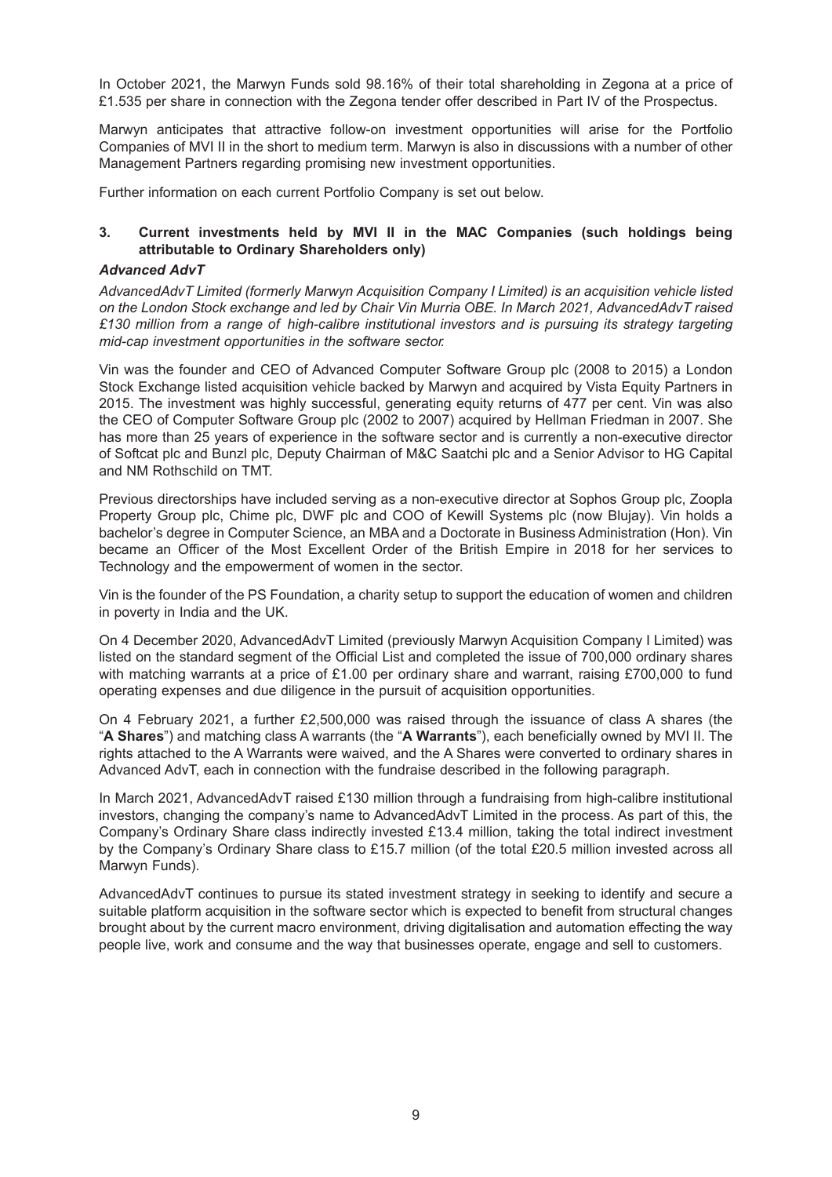In October 2021, the Marwyn Funds sold 98.16% of their total shareholding in Zegona at a price of £1.535 per share in connection with the Zegona tender offer described in Part IV of the Prospectus.

Marwyn anticipates that attractive follow-on investment opportunities will arise for the Portfolio Companies of MVI II in the short to medium term. Marwyn is also in discussions with a number of other Management Partners regarding promising new investment opportunities.

Further information on each current Portfolio Company is set out below.

### 3. Current investments held by MVI II in the MAC Companies (such holdings being attributable to Ordinary Shareholders only)

***Advanced AdvT***

*AdvancedAdvT Limited (formerly Marwyn Acquisition Company I Limited) is an acquisition vehicle listed on the London Stock exchange and led by Chair Vin Murria OBE. In March 2021, AdvancedAdvT raised £130 million from a range of high-calibre institutional investors and is pursuing its strategy targeting mid-cap investment opportunities in the software sector.*

Vin was the founder and CEO of Advanced Computer Software Group plc (2008 to 2015) a London Stock Exchange listed acquisition vehicle backed by Marwyn and acquired by Vista Equity Partners in 2015. The investment was highly successful, generating equity returns of 477 per cent. Vin was also the CEO of Computer Software Group plc (2002 to 2007) acquired by Hellman Friedman in 2007. She has more than 25 years of experience in the software sector and is currently a non-executive director of Softcat plc and Bunzl plc, Deputy Chairman of M&C Saatchi plc and a Senior Advisor to HG Capital and NM Rothschild on TMT.

Previous directorships have included serving as a non-executive director at Sophos Group plc, Zoopla Property Group plc, Chime plc, DWF plc and COO of Kewill Systems plc (now Blujay). Vin holds a bachelor's degree in Computer Science, an MBA and a Doctorate in Business Administration (Hon). Vin became an Officer of the Most Excellent Order of the British Empire in 2018 for her services to Technology and the empowerment of women in the sector.

Vin is the founder of the PS Foundation, a charity setup to support the education of women and children in poverty in India and the UK.

On 4 December 2020, AdvancedAdvT Limited (previously Marwyn Acquisition Company I Limited) was listed on the standard segment of the Official List and completed the issue of 700,000 ordinary shares with matching warrants at a price of £1.00 per ordinary share and warrant, raising £700,000 to fund operating expenses and due diligence in the pursuit of acquisition opportunities.

On 4 February 2021, a further £2,500,000 was raised through the issuance of class A shares (the "**A Shares**") and matching class A warrants (the "**A Warrants**"), each beneficially owned by MVI II. The rights attached to the A Warrants were waived, and the A Shares were converted to ordinary shares in Advanced AdvT, each in connection with the fundraise described in the following paragraph.

In March 2021, AdvancedAdvT raised £130 million through a fundraising from high-calibre institutional investors, changing the company's name to AdvancedAdvT Limited in the process. As part of this, the Company's Ordinary Share class indirectly invested £13.4 million, taking the total indirect investment by the Company's Ordinary Share class to £15.7 million (of the total £20.5 million invested across all Marwyn Funds).

AdvancedAdvT continues to pursue its stated investment strategy in seeking to identify and secure a suitable platform acquisition in the software sector which is expected to benefit from structural changes brought about by the current macro environment, driving digitalisation and automation effecting the way people live, work and consume and the way that businesses operate, engage and sell to customers.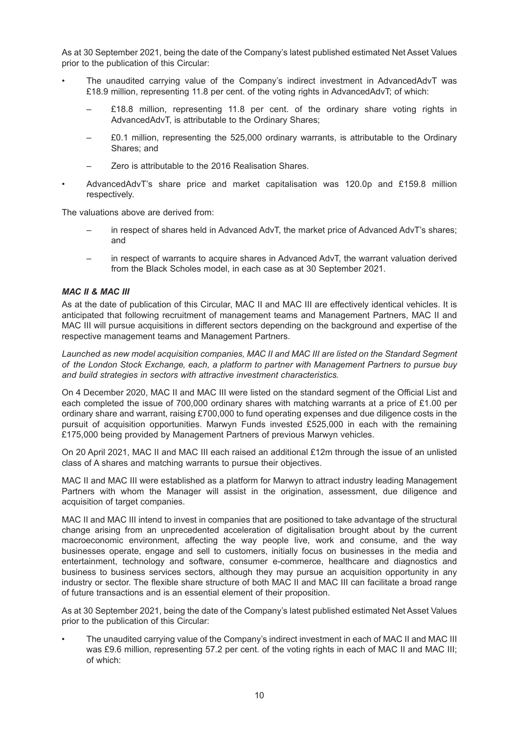As at 30 September 2021, being the date of the Company's latest published estimated Net Asset Values prior to the publication of this Circular:

- The unaudited carrying value of the Company's indirect investment in AdvancedAdvT was £18.9 million, representing 11.8 per cent. of the voting rights in AdvancedAdvT; of which:
  - £18.8 million, representing 11.8 per cent. of the ordinary share voting rights in AdvancedAdvT, is attributable to the Ordinary Shares;
  - £0.1 million, representing the 525,000 ordinary warrants, is attributable to the Ordinary Shares; and
  - Zero is attributable to the 2016 Realisation Shares.
- AdvancedAdvT's share price and market capitalisation was 120.0p and £159.8 million respectively.

The valuations above are derived from:

- in respect of shares held in Advanced AdvT, the market price of Advanced AdvT's shares; and
- in respect of warrants to acquire shares in Advanced AdvT, the warrant valuation derived from the Black Scholes model, in each case as at 30 September 2021.

***MAC II & MAC III***

As at the date of publication of this Circular, MAC II and MAC III are effectively identical vehicles. It is anticipated that following recruitment of management teams and Management Partners, MAC II and MAC III will pursue acquisitions in different sectors depending on the background and expertise of the respective management teams and Management Partners.

*Launched as new model acquisition companies, MAC II and MAC III are listed on the Standard Segment of the London Stock Exchange, each, a platform to partner with Management Partners to pursue buy and build strategies in sectors with attractive investment characteristics.*

On 4 December 2020, MAC II and MAC III were listed on the standard segment of the Official List and each completed the issue of 700,000 ordinary shares with matching warrants at a price of £1.00 per ordinary share and warrant, raising £700,000 to fund operating expenses and due diligence costs in the pursuit of acquisition opportunities. Marwyn Funds invested £525,000 in each with the remaining £175,000 being provided by Management Partners of previous Marwyn vehicles.

On 20 April 2021, MAC II and MAC III each raised an additional £12m through the issue of an unlisted class of A shares and matching warrants to pursue their objectives.

MAC II and MAC III were established as a platform for Marwyn to attract industry leading Management Partners with whom the Manager will assist in the origination, assessment, due diligence and acquisition of target companies.

MAC II and MAC III intend to invest in companies that are positioned to take advantage of the structural change arising from an unprecedented acceleration of digitalisation brought about by the current macroeconomic environment, affecting the way people live, work and consume, and the way businesses operate, engage and sell to customers, initially focus on businesses in the media and entertainment, technology and software, consumer e-commerce, healthcare and diagnostics and business to business services sectors, although they may pursue an acquisition opportunity in any industry or sector. The flexible share structure of both MAC II and MAC III can facilitate a broad range of future transactions and is an essential element of their proposition.

As at 30 September 2021, being the date of the Company's latest published estimated Net Asset Values prior to the publication of this Circular:

- The unaudited carrying value of the Company's indirect investment in each of MAC II and MAC III was £9.6 million, representing 57.2 per cent. of the voting rights in each of MAC II and MAC III; of which: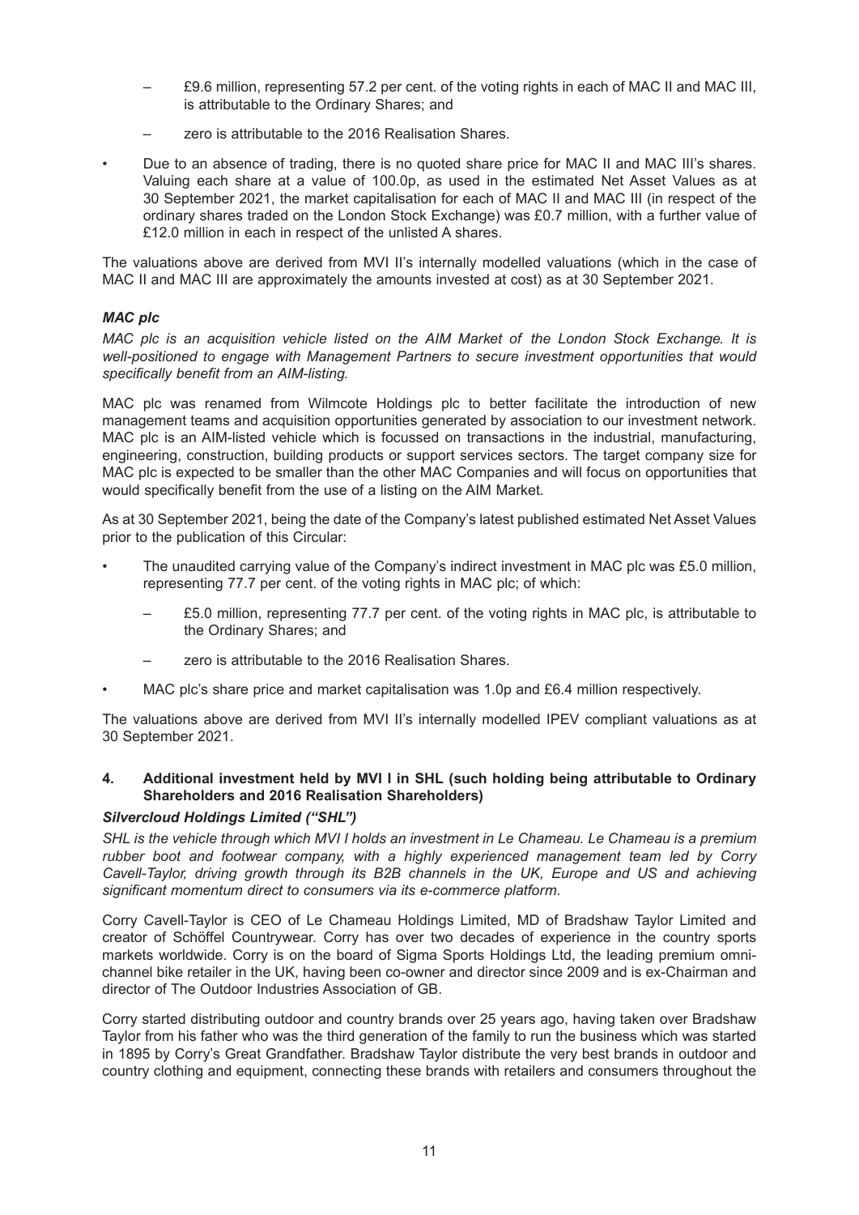- £9.6 million, representing 57.2 per cent. of the voting rights in each of MAC II and MAC III, is attributable to the Ordinary Shares; and
  - zero is attributable to the 2016 Realisation Shares.
- Due to an absence of trading, there is no quoted share price for MAC II and MAC III's shares. Valuing each share at a value of 100.0p, as used in the estimated Net Asset Values as at 30 September 2021, the market capitalisation for each of MAC II and MAC III (in respect of the ordinary shares traded on the London Stock Exchange) was £0.7 million, with a further value of £12.0 million in each in respect of the unlisted A shares.

The valuations above are derived from MVI II's internally modelled valuations (which in the case of MAC II and MAC III are approximately the amounts invested at cost) as at 30 September 2021.

### *MAC plc*

*MAC plc is an acquisition vehicle listed on the AIM Market of the London Stock Exchange. It is well-positioned to engage with Management Partners to secure investment opportunities that would specifically benefit from an AIM-listing.*

MAC plc was renamed from Wilmcote Holdings plc to better facilitate the introduction of new management teams and acquisition opportunities generated by association to our investment network. MAC plc is an AIM-listed vehicle which is focussed on transactions in the industrial, manufacturing, engineering, construction, building products or support services sectors. The target company size for MAC plc is expected to be smaller than the other MAC Companies and will focus on opportunities that would specifically benefit from the use of a listing on the AIM Market.

As at 30 September 2021, being the date of the Company's latest published estimated Net Asset Values prior to the publication of this Circular:

- The unaudited carrying value of the Company's indirect investment in MAC plc was £5.0 million, representing 77.7 per cent. of the voting rights in MAC plc; of which:
  - £5.0 million, representing 77.7 per cent. of the voting rights in MAC plc, is attributable to the Ordinary Shares; and
  - zero is attributable to the 2016 Realisation Shares.
- MAC plc's share price and market capitalisation was 1.0p and £6.4 million respectively.

The valuations above are derived from MVI II's internally modelled IPEV compliant valuations as at 30 September 2021.

## 4. Additional investment held by MVI I in SHL (such holding being attributable to Ordinary Shareholders and 2016 Realisation Shareholders)

### *Silvercloud Holdings Limited ("SHL")*

*SHL is the vehicle through which MVI I holds an investment in Le Chameau. Le Chameau is a premium rubber boot and footwear company, with a highly experienced management team led by Corry Cavell-Taylor, driving growth through its B2B channels in the UK, Europe and US and achieving significant momentum direct to consumers via its e-commerce platform.*

Corry Cavell-Taylor is CEO of Le Chameau Holdings Limited, MD of Bradshaw Taylor Limited and creator of Schöffel Countrywear. Corry has over two decades of experience in the country sports markets worldwide. Corry is on the board of Sigma Sports Holdings Ltd, the leading premium omni-channel bike retailer in the UK, having been co-owner and director since 2009 and is ex-Chairman and director of The Outdoor Industries Association of GB.

Corry started distributing outdoor and country brands over 25 years ago, having taken over Bradshaw Taylor from his father who was the third generation of the family to run the business which was started in 1895 by Corry's Great Grandfather. Bradshaw Taylor distribute the very best brands in outdoor and country clothing and equipment, connecting these brands with retailers and consumers throughout the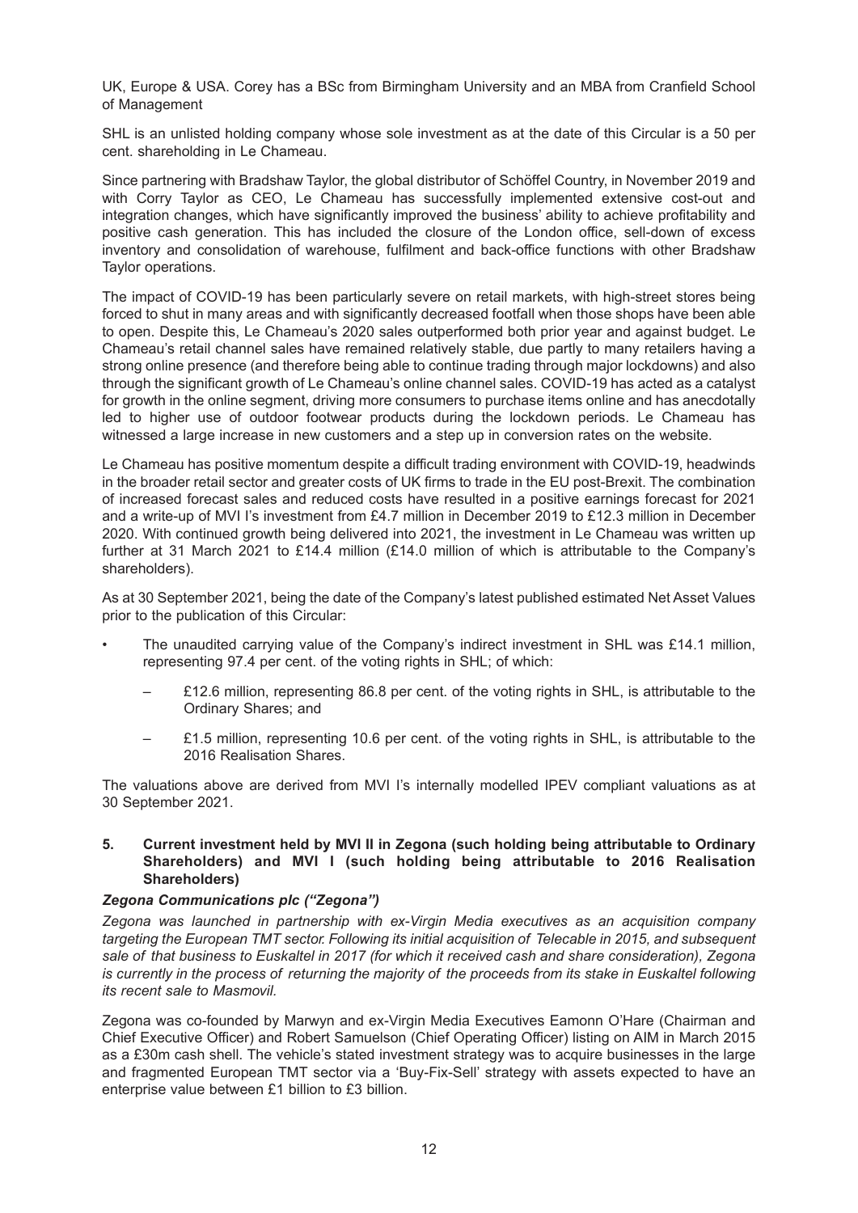UK, Europe & USA. Corey has a BSc from Birmingham University and an MBA from Cranfield School of Management

SHL is an unlisted holding company whose sole investment as at the date of this Circular is a 50 per cent. shareholding in Le Chameau.

Since partnering with Bradshaw Taylor, the global distributor of Schöffel Country, in November 2019 and with Corry Taylor as CEO, Le Chameau has successfully implemented extensive cost-out and integration changes, which have significantly improved the business' ability to achieve profitability and positive cash generation. This has included the closure of the London office, sell-down of excess inventory and consolidation of warehouse, fulfilment and back-office functions with other Bradshaw Taylor operations.

The impact of COVID-19 has been particularly severe on retail markets, with high-street stores being forced to shut in many areas and with significantly decreased footfall when those shops have been able to open. Despite this, Le Chameau's 2020 sales outperformed both prior year and against budget. Le Chameau's retail channel sales have remained relatively stable, due partly to many retailers having a strong online presence (and therefore being able to continue trading through major lockdowns) and also through the significant growth of Le Chameau's online channel sales. COVID-19 has acted as a catalyst for growth in the online segment, driving more consumers to purchase items online and has anecdotally led to higher use of outdoor footwear products during the lockdown periods. Le Chameau has witnessed a large increase in new customers and a step up in conversion rates on the website.

Le Chameau has positive momentum despite a difficult trading environment with COVID-19, headwinds in the broader retail sector and greater costs of UK firms to trade in the EU post-Brexit. The combination of increased forecast sales and reduced costs have resulted in a positive earnings forecast for 2021 and a write-up of MVI I's investment from £4.7 million in December 2019 to £12.3 million in December 2020. With continued growth being delivered into 2021, the investment in Le Chameau was written up further at 31 March 2021 to £14.4 million (£14.0 million of which is attributable to the Company's shareholders).

As at 30 September 2021, being the date of the Company's latest published estimated Net Asset Values prior to the publication of this Circular:

- The unaudited carrying value of the Company's indirect investment in SHL was £14.1 million, representing 97.4 per cent. of the voting rights in SHL; of which:
  - £12.6 million, representing 86.8 per cent. of the voting rights in SHL, is attributable to the Ordinary Shares; and
  - £1.5 million, representing 10.6 per cent. of the voting rights in SHL, is attributable to the 2016 Realisation Shares.

The valuations above are derived from MVI I's internally modelled IPEV compliant valuations as at 30 September 2021.

## 5. Current investment held by MVI II in Zegona (such holding being attributable to Ordinary Shareholders) and MVI I (such holding being attributable to 2016 Realisation Shareholders)

### *Zegona Communications plc ("Zegona")*

*Zegona was launched in partnership with ex-Virgin Media executives as an acquisition company targeting the European TMT sector. Following its initial acquisition of Telecable in 2015, and subsequent sale of that business to Euskaltel in 2017 (for which it received cash and share consideration), Zegona is currently in the process of returning the majority of the proceeds from its stake in Euskaltel following its recent sale to Masmovil.*

Zegona was co-founded by Marwyn and ex-Virgin Media Executives Eamonn O'Hare (Chairman and Chief Executive Officer) and Robert Samuelson (Chief Operating Officer) listing on AIM in March 2015 as a £30m cash shell. The vehicle's stated investment strategy was to acquire businesses in the large and fragmented European TMT sector via a 'Buy-Fix-Sell' strategy with assets expected to have an enterprise value between £1 billion to £3 billion.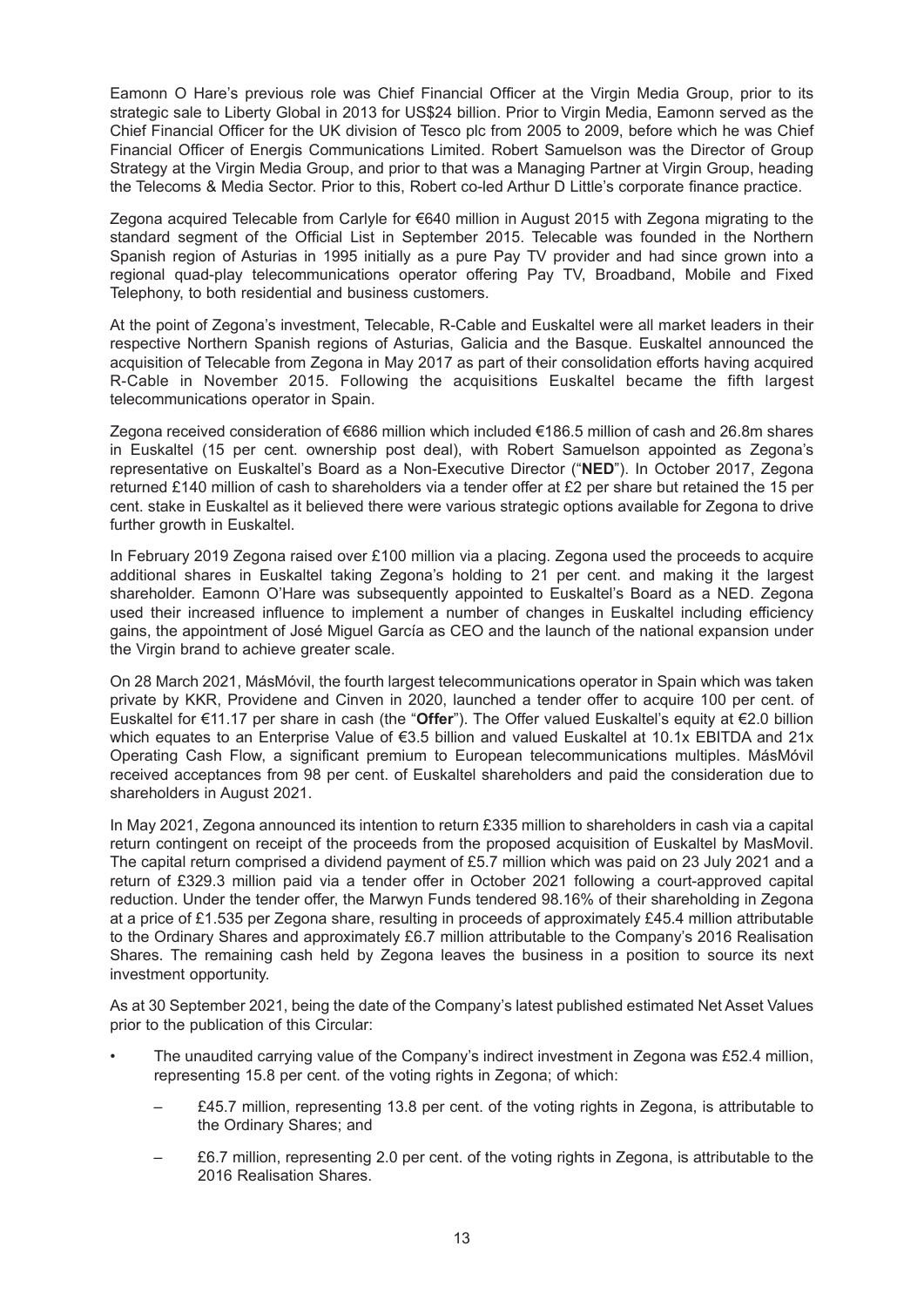Eamonn O Hare's previous role was Chief Financial Officer at the Virgin Media Group, prior to its strategic sale to Liberty Global in 2013 for US$24 billion. Prior to Virgin Media, Eamonn served as the Chief Financial Officer for the UK division of Tesco plc from 2005 to 2009, before which he was Chief Financial Officer of Energis Communications Limited. Robert Samuelson was the Director of Group Strategy at the Virgin Media Group, and prior to that was a Managing Partner at Virgin Group, heading the Telecoms & Media Sector. Prior to this, Robert co-led Arthur D Little's corporate finance practice.

Zegona acquired Telecable from Carlyle for €640 million in August 2015 with Zegona migrating to the standard segment of the Official List in September 2015. Telecable was founded in the Northern Spanish region of Asturias in 1995 initially as a pure Pay TV provider and had since grown into a regional quad-play telecommunications operator offering Pay TV, Broadband, Mobile and Fixed Telephony, to both residential and business customers.

At the point of Zegona's investment, Telecable, R-Cable and Euskaltel were all market leaders in their respective Northern Spanish regions of Asturias, Galicia and the Basque. Euskaltel announced the acquisition of Telecable from Zegona in May 2017 as part of their consolidation efforts having acquired R-Cable in November 2015. Following the acquisitions Euskaltel became the fifth largest telecommunications operator in Spain.

Zegona received consideration of €686 million which included €186.5 million of cash and 26.8m shares in Euskaltel (15 per cent. ownership post deal), with Robert Samuelson appointed as Zegona's representative on Euskaltel's Board as a Non-Executive Director ("**NED**"). In October 2017, Zegona returned £140 million of cash to shareholders via a tender offer at £2 per share but retained the 15 per cent. stake in Euskaltel as it believed there were various strategic options available for Zegona to drive further growth in Euskaltel.

In February 2019 Zegona raised over £100 million via a placing. Zegona used the proceeds to acquire additional shares in Euskaltel taking Zegona's holding to 21 per cent. and making it the largest shareholder. Eamonn O'Hare was subsequently appointed to Euskaltel's Board as a NED. Zegona used their increased influence to implement a number of changes in Euskaltel including efficiency gains, the appointment of José Miguel García as CEO and the launch of the national expansion under the Virgin brand to achieve greater scale.

On 28 March 2021, MásMóvil, the fourth largest telecommunications operator in Spain which was taken private by KKR, Providene and Cinven in 2020, launched a tender offer to acquire 100 per cent. of Euskaltel for €11.17 per share in cash (the "**Offer**"). The Offer valued Euskaltel's equity at €2.0 billion which equates to an Enterprise Value of €3.5 billion and valued Euskaltel at 10.1x EBITDA and 21x Operating Cash Flow, a significant premium to European telecommunications multiples. MásMóvil received acceptances from 98 per cent. of Euskaltel shareholders and paid the consideration due to shareholders in August 2021.

In May 2021, Zegona announced its intention to return £335 million to shareholders in cash via a capital return contingent on receipt of the proceeds from the proposed acquisition of Euskaltel by MasMovil. The capital return comprised a dividend payment of £5.7 million which was paid on 23 July 2021 and a return of £329.3 million paid via a tender offer in October 2021 following a court-approved capital reduction. Under the tender offer, the Marwyn Funds tendered 98.16% of their shareholding in Zegona at a price of £1.535 per Zegona share, resulting in proceeds of approximately £45.4 million attributable to the Ordinary Shares and approximately £6.7 million attributable to the Company's 2016 Realisation Shares. The remaining cash held by Zegona leaves the business in a position to source its next investment opportunity.

As at 30 September 2021, being the date of the Company's latest published estimated Net Asset Values prior to the publication of this Circular:

- The unaudited carrying value of the Company's indirect investment in Zegona was £52.4 million, representing 15.8 per cent. of the voting rights in Zegona; of which:
  - £45.7 million, representing 13.8 per cent. of the voting rights in Zegona, is attributable to the Ordinary Shares; and
  - £6.7 million, representing 2.0 per cent. of the voting rights in Zegona, is attributable to the 2016 Realisation Shares.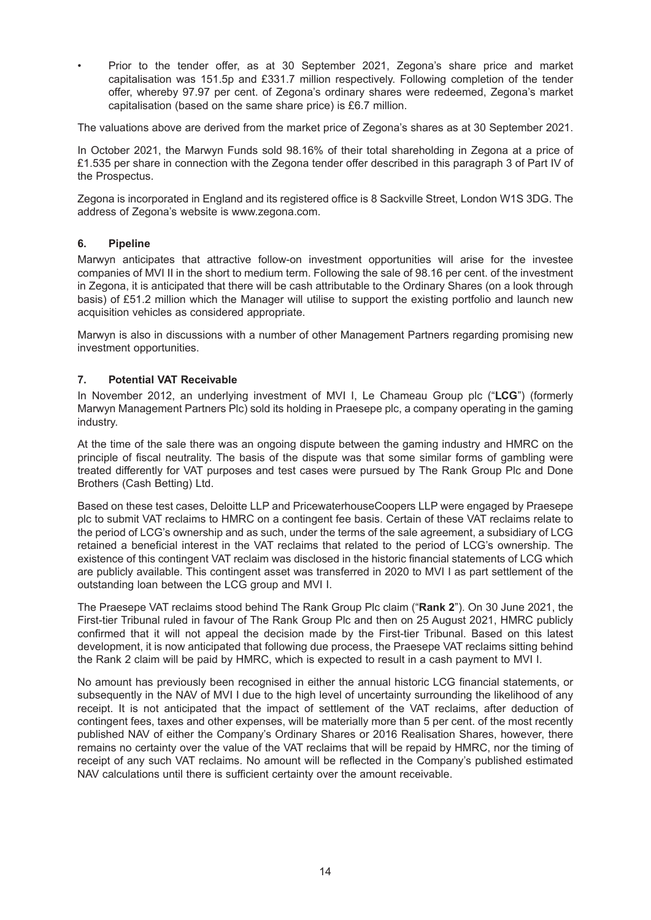- Prior to the tender offer, as at 30 September 2021, Zegona's share price and market capitalisation was 151.5p and £331.7 million respectively. Following completion of the tender offer, whereby 97.97 per cent. of Zegona's ordinary shares were redeemed, Zegona's market capitalisation (based on the same share price) is £6.7 million.

The valuations above are derived from the market price of Zegona's shares as at 30 September 2021.

In October 2021, the Marwyn Funds sold 98.16% of their total shareholding in Zegona at a price of £1.535 per share in connection with the Zegona tender offer described in this paragraph 3 of Part IV of the Prospectus.

Zegona is incorporated in England and its registered office is 8 Sackville Street, London W1S 3DG. The address of Zegona's website is www.zegona.com.

### 6. Pipeline

Marwyn anticipates that attractive follow-on investment opportunities will arise for the investee companies of MVI II in the short to medium term. Following the sale of 98.16 per cent. of the investment in Zegona, it is anticipated that there will be cash attributable to the Ordinary Shares (on a look through basis) of £51.2 million which the Manager will utilise to support the existing portfolio and launch new acquisition vehicles as considered appropriate.

Marwyn is also in discussions with a number of other Management Partners regarding promising new investment opportunities.

### 7. Potential VAT Receivable

In November 2012, an underlying investment of MVI I, Le Chameau Group plc ("**LCG**") (formerly Marwyn Management Partners Plc) sold its holding in Praesepe plc, a company operating in the gaming industry.

At the time of the sale there was an ongoing dispute between the gaming industry and HMRC on the principle of fiscal neutrality. The basis of the dispute was that some similar forms of gambling were treated differently for VAT purposes and test cases were pursued by The Rank Group Plc and Done Brothers (Cash Betting) Ltd.

Based on these test cases, Deloitte LLP and PricewaterhouseCoopers LLP were engaged by Praesepe plc to submit VAT reclaims to HMRC on a contingent fee basis. Certain of these VAT reclaims relate to the period of LCG's ownership and as such, under the terms of the sale agreement, a subsidiary of LCG retained a beneficial interest in the VAT reclaims that related to the period of LCG's ownership. The existence of this contingent VAT reclaim was disclosed in the historic financial statements of LCG which are publicly available. This contingent asset was transferred in 2020 to MVI I as part settlement of the outstanding loan between the LCG group and MVI I.

The Praesepe VAT reclaims stood behind The Rank Group Plc claim ("**Rank 2**"). On 30 June 2021, the First-tier Tribunal ruled in favour of The Rank Group Plc and then on 25 August 2021, HMRC publicly confirmed that it will not appeal the decision made by the First-tier Tribunal. Based on this latest development, it is now anticipated that following due process, the Praesepe VAT reclaims sitting behind the Rank 2 claim will be paid by HMRC, which is expected to result in a cash payment to MVI I.

No amount has previously been recognised in either the annual historic LCG financial statements, or subsequently in the NAV of MVI I due to the high level of uncertainty surrounding the likelihood of any receipt. It is not anticipated that the impact of settlement of the VAT reclaims, after deduction of contingent fees, taxes and other expenses, will be materially more than 5 per cent. of the most recently published NAV of either the Company's Ordinary Shares or 2016 Realisation Shares, however, there remains no certainty over the value of the VAT reclaims that will be repaid by HMRC, nor the timing of receipt of any such VAT reclaims. No amount will be reflected in the Company's published estimated NAV calculations until there is sufficient certainty over the amount receivable.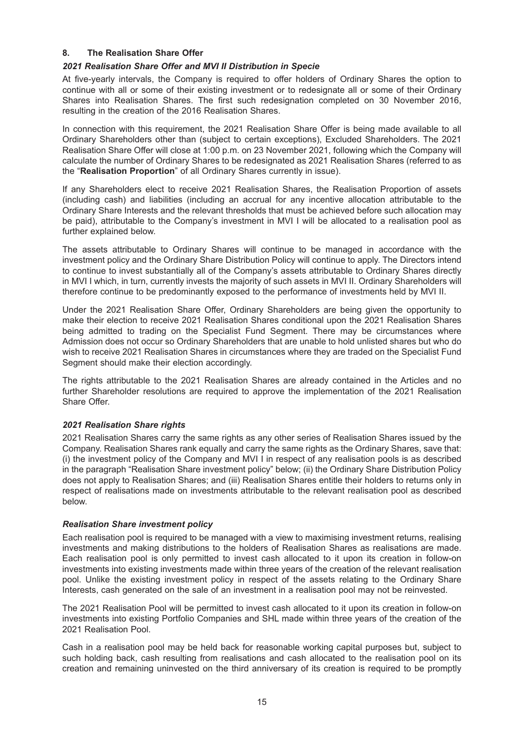## 8. The Realisation Share Offer

### *2021 Realisation Share Offer and MVI II Distribution in Specie*

At five-yearly intervals, the Company is required to offer holders of Ordinary Shares the option to continue with all or some of their existing investment or to redesignate all or some of their Ordinary Shares into Realisation Shares. The first such redesignation completed on 30 November 2016, resulting in the creation of the 2016 Realisation Shares.

In connection with this requirement, the 2021 Realisation Share Offer is being made available to all Ordinary Shareholders other than (subject to certain exceptions), Excluded Shareholders. The 2021 Realisation Share Offer will close at 1:00 p.m. on 23 November 2021, following which the Company will calculate the number of Ordinary Shares to be redesignated as 2021 Realisation Shares (referred to as the "**Realisation Proportion**" of all Ordinary Shares currently in issue).

If any Shareholders elect to receive 2021 Realisation Shares, the Realisation Proportion of assets (including cash) and liabilities (including an accrual for any incentive allocation attributable to the Ordinary Share Interests and the relevant thresholds that must be achieved before such allocation may be paid), attributable to the Company's investment in MVI I will be allocated to a realisation pool as further explained below.

The assets attributable to Ordinary Shares will continue to be managed in accordance with the investment policy and the Ordinary Share Distribution Policy will continue to apply. The Directors intend to continue to invest substantially all of the Company's assets attributable to Ordinary Shares directly in MVI I which, in turn, currently invests the majority of such assets in MVI II. Ordinary Shareholders will therefore continue to be predominantly exposed to the performance of investments held by MVI II.

Under the 2021 Realisation Share Offer, Ordinary Shareholders are being given the opportunity to make their election to receive 2021 Realisation Shares conditional upon the 2021 Realisation Shares being admitted to trading on the Specialist Fund Segment. There may be circumstances where Admission does not occur so Ordinary Shareholders that are unable to hold unlisted shares but who do wish to receive 2021 Realisation Shares in circumstances where they are traded on the Specialist Fund Segment should make their election accordingly.

The rights attributable to the 2021 Realisation Shares are already contained in the Articles and no further Shareholder resolutions are required to approve the implementation of the 2021 Realisation Share Offer.

### *2021 Realisation Share rights*

2021 Realisation Shares carry the same rights as any other series of Realisation Shares issued by the Company. Realisation Shares rank equally and carry the same rights as the Ordinary Shares, save that: (i) the investment policy of the Company and MVI I in respect of any realisation pools is as described in the paragraph "Realisation Share investment policy" below; (ii) the Ordinary Share Distribution Policy does not apply to Realisation Shares; and (iii) Realisation Shares entitle their holders to returns only in respect of realisations made on investments attributable to the relevant realisation pool as described below.

### *Realisation Share investment policy*

Each realisation pool is required to be managed with a view to maximising investment returns, realising investments and making distributions to the holders of Realisation Shares as realisations are made. Each realisation pool is only permitted to invest cash allocated to it upon its creation in follow-on investments into existing investments made within three years of the creation of the relevant realisation pool. Unlike the existing investment policy in respect of the assets relating to the Ordinary Share Interests, cash generated on the sale of an investment in a realisation pool may not be reinvested.

The 2021 Realisation Pool will be permitted to invest cash allocated to it upon its creation in follow-on investments into existing Portfolio Companies and SHL made within three years of the creation of the 2021 Realisation Pool.

Cash in a realisation pool may be held back for reasonable working capital purposes but, subject to such holding back, cash resulting from realisations and cash allocated to the realisation pool on its creation and remaining uninvested on the third anniversary of its creation is required to be promptly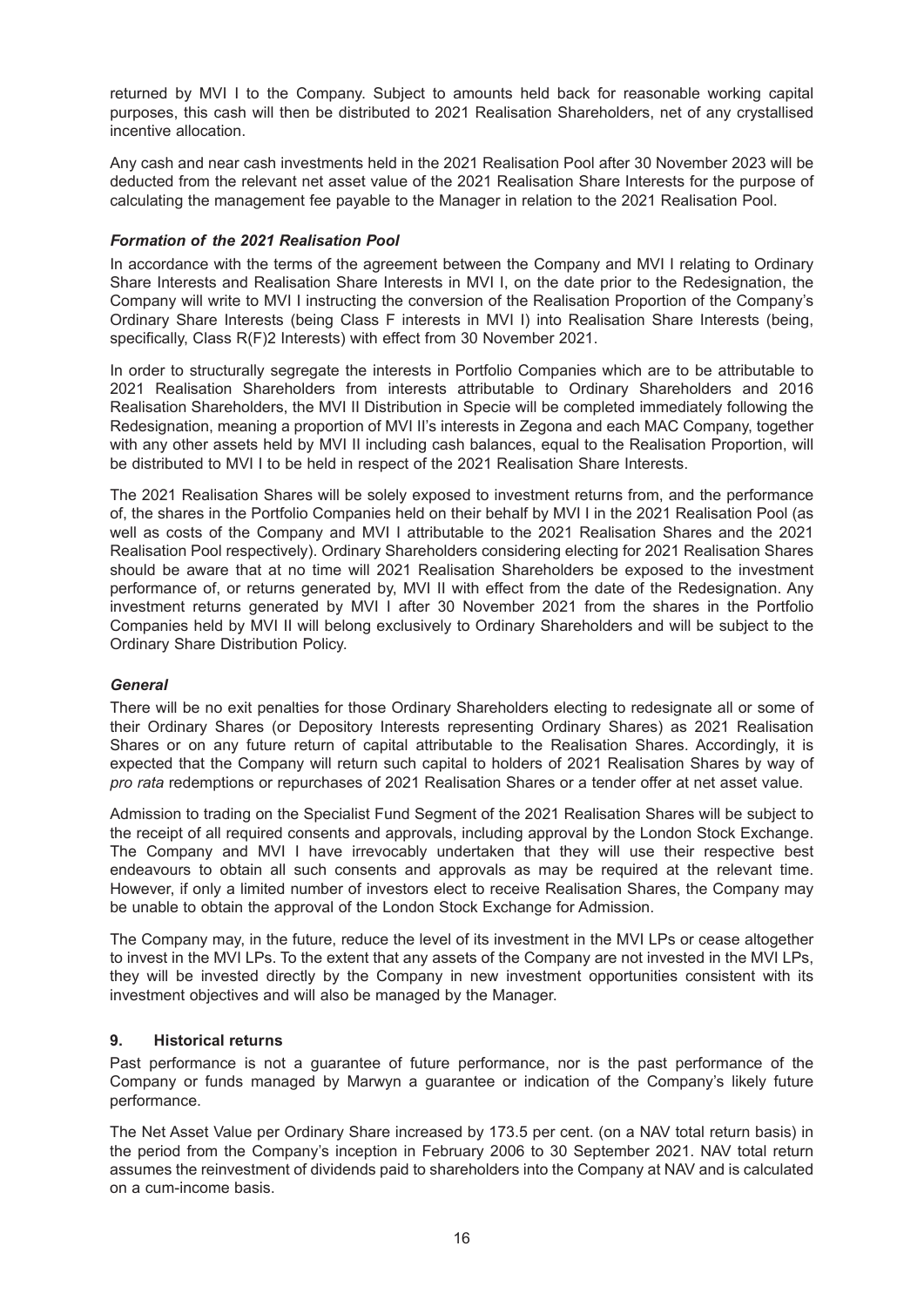returned by MVI I to the Company. Subject to amounts held back for reasonable working capital purposes, this cash will then be distributed to 2021 Realisation Shareholders, net of any crystallised incentive allocation.

Any cash and near cash investments held in the 2021 Realisation Pool after 30 November 2023 will be deducted from the relevant net asset value of the 2021 Realisation Share Interests for the purpose of calculating the management fee payable to the Manager in relation to the 2021 Realisation Pool.

***Formation of the 2021 Realisation Pool***

In accordance with the terms of the agreement between the Company and MVI I relating to Ordinary Share Interests and Realisation Share Interests in MVI I, on the date prior to the Redesignation, the Company will write to MVI I instructing the conversion of the Realisation Proportion of the Company's Ordinary Share Interests (being Class F interests in MVI I) into Realisation Share Interests (being, specifically, Class R(F)2 Interests) with effect from 30 November 2021.

In order to structurally segregate the interests in Portfolio Companies which are to be attributable to 2021 Realisation Shareholders from interests attributable to Ordinary Shareholders and 2016 Realisation Shareholders, the MVI II Distribution in Specie will be completed immediately following the Redesignation, meaning a proportion of MVI II's interests in Zegona and each MAC Company, together with any other assets held by MVI II including cash balances, equal to the Realisation Proportion, will be distributed to MVI I to be held in respect of the 2021 Realisation Share Interests.

The 2021 Realisation Shares will be solely exposed to investment returns from, and the performance of, the shares in the Portfolio Companies held on their behalf by MVI I in the 2021 Realisation Pool (as well as costs of the Company and MVI I attributable to the 2021 Realisation Shares and the 2021 Realisation Pool respectively). Ordinary Shareholders considering electing for 2021 Realisation Shares should be aware that at no time will 2021 Realisation Shareholders be exposed to the investment performance of, or returns generated by, MVI II with effect from the date of the Redesignation. Any investment returns generated by MVI I after 30 November 2021 from the shares in the Portfolio Companies held by MVI II will belong exclusively to Ordinary Shareholders and will be subject to the Ordinary Share Distribution Policy.

***General***

There will be no exit penalties for those Ordinary Shareholders electing to redesignate all or some of their Ordinary Shares (or Depository Interests representing Ordinary Shares) as 2021 Realisation Shares or on any future return of capital attributable to the Realisation Shares. Accordingly, it is expected that the Company will return such capital to holders of 2021 Realisation Shares by way of *pro rata* redemptions or repurchases of 2021 Realisation Shares or a tender offer at net asset value.

Admission to trading on the Specialist Fund Segment of the 2021 Realisation Shares will be subject to the receipt of all required consents and approvals, including approval by the London Stock Exchange. The Company and MVI I have irrevocably undertaken that they will use their respective best endeavours to obtain all such consents and approvals as may be required at the relevant time. However, if only a limited number of investors elect to receive Realisation Shares, the Company may be unable to obtain the approval of the London Stock Exchange for Admission.

The Company may, in the future, reduce the level of its investment in the MVI LPs or cease altogether to invest in the MVI LPs. To the extent that any assets of the Company are not invested in the MVI LPs, they will be invested directly by the Company in new investment opportunities consistent with its investment objectives and will also be managed by the Manager.

## 9. Historical returns

Past performance is not a guarantee of future performance, nor is the past performance of the Company or funds managed by Marwyn a guarantee or indication of the Company's likely future performance.

The Net Asset Value per Ordinary Share increased by 173.5 per cent. (on a NAV total return basis) in the period from the Company's inception in February 2006 to 30 September 2021. NAV total return assumes the reinvestment of dividends paid to shareholders into the Company at NAV and is calculated on a cum-income basis.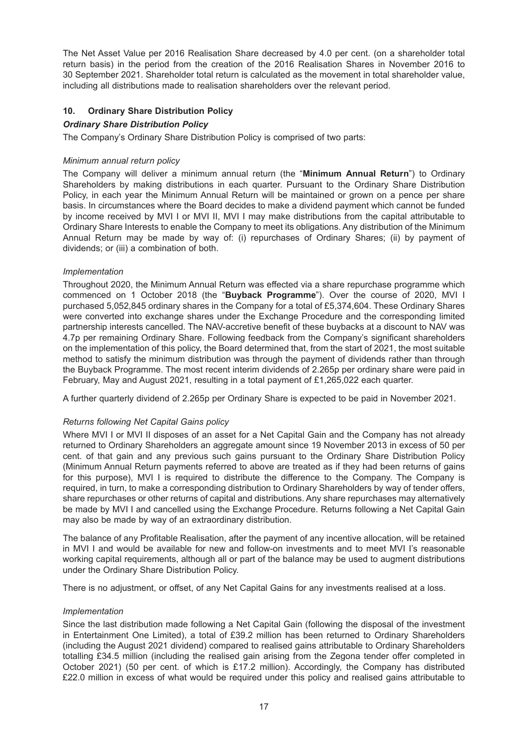The Net Asset Value per 2016 Realisation Share decreased by 4.0 per cent. (on a shareholder total return basis) in the period from the creation of the 2016 Realisation Shares in November 2016 to 30 September 2021. Shareholder total return is calculated as the movement in total shareholder value, including all distributions made to realisation shareholders over the relevant period.

## 10. Ordinary Share Distribution Policy

### *Ordinary Share Distribution Policy*

The Company's Ordinary Share Distribution Policy is comprised of two parts:

*Minimum annual return policy*

The Company will deliver a minimum annual return (the "**Minimum Annual Return**") to Ordinary Shareholders by making distributions in each quarter. Pursuant to the Ordinary Share Distribution Policy, in each year the Minimum Annual Return will be maintained or grown on a pence per share basis. In circumstances where the Board decides to make a dividend payment which cannot be funded by income received by MVI I or MVI II, MVI I may make distributions from the capital attributable to Ordinary Share Interests to enable the Company to meet its obligations. Any distribution of the Minimum Annual Return may be made by way of: (i) repurchases of Ordinary Shares; (ii) by payment of dividends; or (iii) a combination of both.

*Implementation*

Throughout 2020, the Minimum Annual Return was effected via a share repurchase programme which commenced on 1 October 2018 (the "**Buyback Programme**"). Over the course of 2020, MVI I purchased 5,052,845 ordinary shares in the Company for a total of £5,374,604. These Ordinary Shares were converted into exchange shares under the Exchange Procedure and the corresponding limited partnership interests cancelled. The NAV-accretive benefit of these buybacks at a discount to NAV was 4.7p per remaining Ordinary Share. Following feedback from the Company's significant shareholders on the implementation of this policy, the Board determined that, from the start of 2021, the most suitable method to satisfy the minimum distribution was through the payment of dividends rather than through the Buyback Programme. The most recent interim dividends of 2.265p per ordinary share were paid in February, May and August 2021, resulting in a total payment of £1,265,022 each quarter.

A further quarterly dividend of 2.265p per Ordinary Share is expected to be paid in November 2021.

*Returns following Net Capital Gains policy*

Where MVI I or MVI II disposes of an asset for a Net Capital Gain and the Company has not already returned to Ordinary Shareholders an aggregate amount since 19 November 2013 in excess of 50 per cent. of that gain and any previous such gains pursuant to the Ordinary Share Distribution Policy (Minimum Annual Return payments referred to above are treated as if they had been returns of gains for this purpose), MVI I is required to distribute the difference to the Company. The Company is required, in turn, to make a corresponding distribution to Ordinary Shareholders by way of tender offers, share repurchases or other returns of capital and distributions. Any share repurchases may alternatively be made by MVI I and cancelled using the Exchange Procedure. Returns following a Net Capital Gain may also be made by way of an extraordinary distribution.

The balance of any Profitable Realisation, after the payment of any incentive allocation, will be retained in MVI I and would be available for new and follow-on investments and to meet MVI I's reasonable working capital requirements, although all or part of the balance may be used to augment distributions under the Ordinary Share Distribution Policy.

There is no adjustment, or offset, of any Net Capital Gains for any investments realised at a loss.

*Implementation*

Since the last distribution made following a Net Capital Gain (following the disposal of the investment in Entertainment One Limited), a total of £39.2 million has been returned to Ordinary Shareholders (including the August 2021 dividend) compared to realised gains attributable to Ordinary Shareholders totalling £34.5 million (including the realised gain arising from the Zegona tender offer completed in October 2021) (50 per cent. of which is £17.2 million). Accordingly, the Company has distributed £22.0 million in excess of what would be required under this policy and realised gains attributable to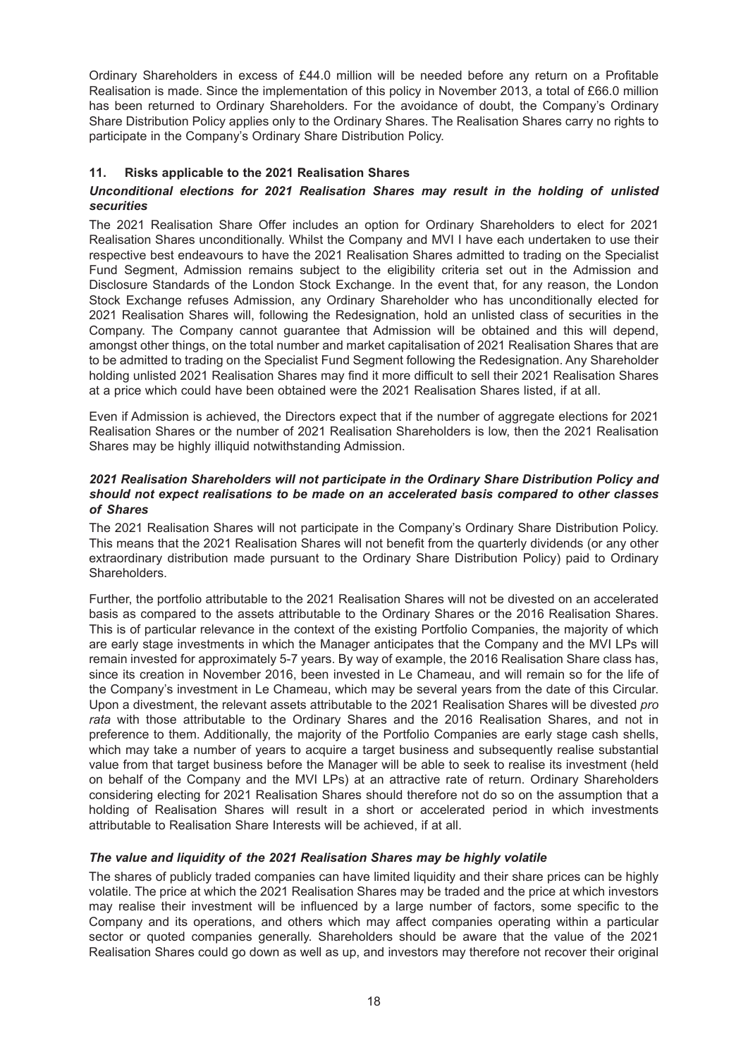Ordinary Shareholders in excess of £44.0 million will be needed before any return on a Profitable Realisation is made. Since the implementation of this policy in November 2013, a total of £66.0 million has been returned to Ordinary Shareholders. For the avoidance of doubt, the Company's Ordinary Share Distribution Policy applies only to the Ordinary Shares. The Realisation Shares carry no rights to participate in the Company's Ordinary Share Distribution Policy.

## 11. Risks applicable to the 2021 Realisation Shares

***Unconditional elections for 2021 Realisation Shares may result in the holding of unlisted securities***

The 2021 Realisation Share Offer includes an option for Ordinary Shareholders to elect for 2021 Realisation Shares unconditionally. Whilst the Company and MVI I have each undertaken to use their respective best endeavours to have the 2021 Realisation Shares admitted to trading on the Specialist Fund Segment, Admission remains subject to the eligibility criteria set out in the Admission and Disclosure Standards of the London Stock Exchange. In the event that, for any reason, the London Stock Exchange refuses Admission, any Ordinary Shareholder who has unconditionally elected for 2021 Realisation Shares will, following the Redesignation, hold an unlisted class of securities in the Company. The Company cannot guarantee that Admission will be obtained and this will depend, amongst other things, on the total number and market capitalisation of 2021 Realisation Shares that are to be admitted to trading on the Specialist Fund Segment following the Redesignation. Any Shareholder holding unlisted 2021 Realisation Shares may find it more difficult to sell their 2021 Realisation Shares at a price which could have been obtained were the 2021 Realisation Shares listed, if at all.

Even if Admission is achieved, the Directors expect that if the number of aggregate elections for 2021 Realisation Shares or the number of 2021 Realisation Shareholders is low, then the 2021 Realisation Shares may be highly illiquid notwithstanding Admission.

***2021 Realisation Shareholders will not participate in the Ordinary Share Distribution Policy and should not expect realisations to be made on an accelerated basis compared to other classes of Shares***

The 2021 Realisation Shares will not participate in the Company's Ordinary Share Distribution Policy. This means that the 2021 Realisation Shares will not benefit from the quarterly dividends (or any other extraordinary distribution made pursuant to the Ordinary Share Distribution Policy) paid to Ordinary Shareholders.

Further, the portfolio attributable to the 2021 Realisation Shares will not be divested on an accelerated basis as compared to the assets attributable to the Ordinary Shares or the 2016 Realisation Shares. This is of particular relevance in the context of the existing Portfolio Companies, the majority of which are early stage investments in which the Manager anticipates that the Company and the MVI LPs will remain invested for approximately 5-7 years. By way of example, the 2016 Realisation Share class has, since its creation in November 2016, been invested in Le Chameau, and will remain so for the life of the Company's investment in Le Chameau, which may be several years from the date of this Circular. Upon a divestment, the relevant assets attributable to the 2021 Realisation Shares will be divested *pro rata* with those attributable to the Ordinary Shares and the 2016 Realisation Shares, and not in preference to them. Additionally, the majority of the Portfolio Companies are early stage cash shells, which may take a number of years to acquire a target business and subsequently realise substantial value from that target business before the Manager will be able to seek to realise its investment (held on behalf of the Company and the MVI LPs) at an attractive rate of return. Ordinary Shareholders considering electing for 2021 Realisation Shares should therefore not do so on the assumption that a holding of Realisation Shares will result in a short or accelerated period in which investments attributable to Realisation Share Interests will be achieved, if at all.

***The value and liquidity of the 2021 Realisation Shares may be highly volatile***

The shares of publicly traded companies can have limited liquidity and their share prices can be highly volatile. The price at which the 2021 Realisation Shares may be traded and the price at which investors may realise their investment will be influenced by a large number of factors, some specific to the Company and its operations, and others which may affect companies operating within a particular sector or quoted companies generally. Shareholders should be aware that the value of the 2021 Realisation Shares could go down as well as up, and investors may therefore not recover their original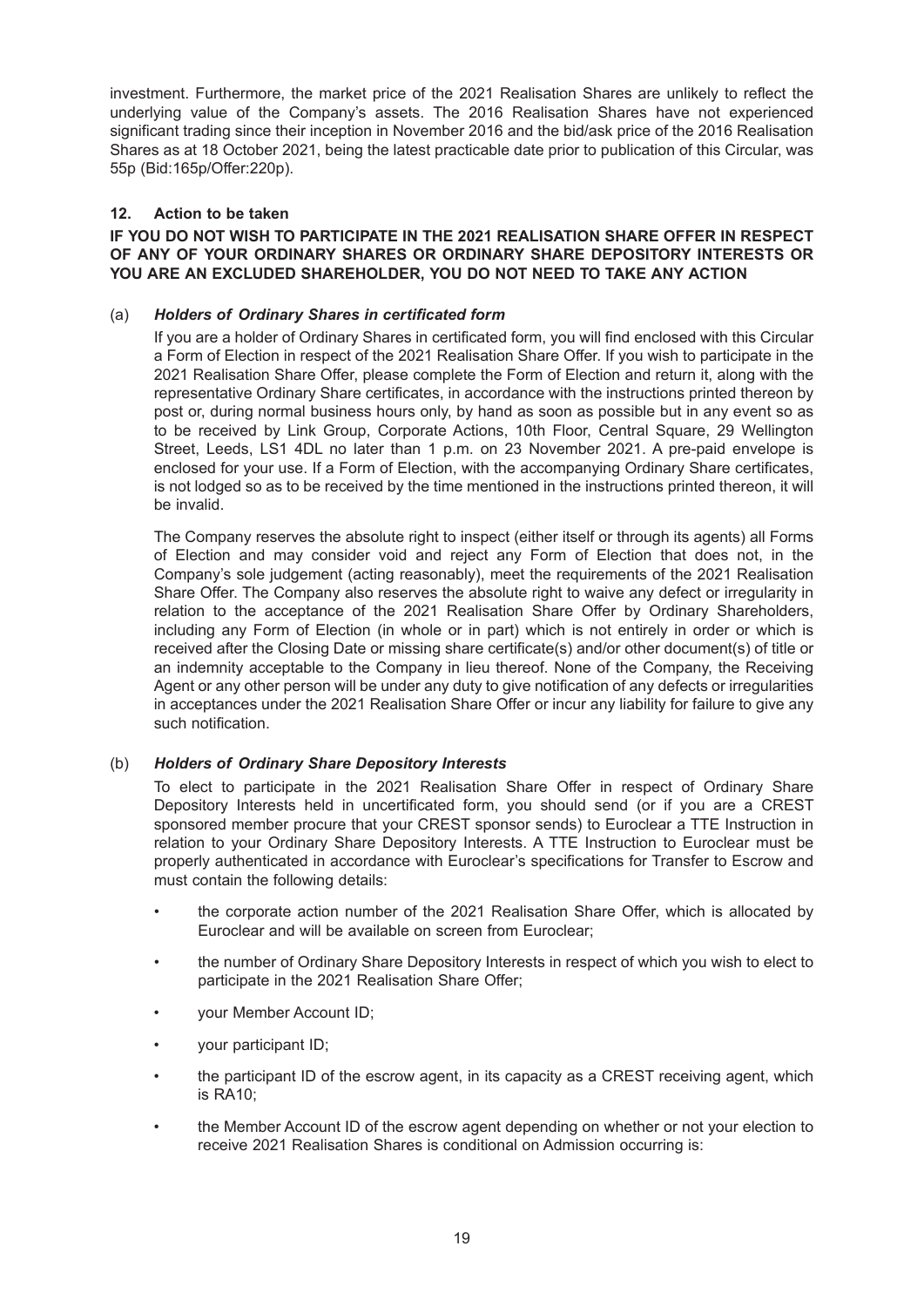investment. Furthermore, the market price of the 2021 Realisation Shares are unlikely to reflect the underlying value of the Company's assets. The 2016 Realisation Shares have not experienced significant trading since their inception in November 2016 and the bid/ask price of the 2016 Realisation Shares as at 18 October 2021, being the latest practicable date prior to publication of this Circular, was 55p (Bid:165p/Offer:220p).

## 12. Action to be taken

**IF YOU DO NOT WISH TO PARTICIPATE IN THE 2021 REALISATION SHARE OFFER IN RESPECT OF ANY OF YOUR ORDINARY SHARES OR ORDINARY SHARE DEPOSITORY INTERESTS OR YOU ARE AN EXCLUDED SHAREHOLDER, YOU DO NOT NEED TO TAKE ANY ACTION**

(a) ***Holders of Ordinary Shares in certificated form***

If you are a holder of Ordinary Shares in certificated form, you will find enclosed with this Circular a Form of Election in respect of the 2021 Realisation Share Offer. If you wish to participate in the 2021 Realisation Share Offer, please complete the Form of Election and return it, along with the representative Ordinary Share certificates, in accordance with the instructions printed thereon by post or, during normal business hours only, by hand as soon as possible but in any event so as to be received by Link Group, Corporate Actions, 10th Floor, Central Square, 29 Wellington Street, Leeds, LS1 4DL no later than 1 p.m. on 23 November 2021. A pre-paid envelope is enclosed for your use. If a Form of Election, with the accompanying Ordinary Share certificates, is not lodged so as to be received by the time mentioned in the instructions printed thereon, it will be invalid.

The Company reserves the absolute right to inspect (either itself or through its agents) all Forms of Election and may consider void and reject any Form of Election that does not, in the Company's sole judgement (acting reasonably), meet the requirements of the 2021 Realisation Share Offer. The Company also reserves the absolute right to waive any defect or irregularity in relation to the acceptance of the 2021 Realisation Share Offer by Ordinary Shareholders, including any Form of Election (in whole or in part) which is not entirely in order or which is received after the Closing Date or missing share certificate(s) and/or other document(s) of title or an indemnity acceptable to the Company in lieu thereof. None of the Company, the Receiving Agent or any other person will be under any duty to give notification of any defects or irregularities in acceptances under the 2021 Realisation Share Offer or incur any liability for failure to give any such notification.

(b) ***Holders of Ordinary Share Depository Interests***

To elect to participate in the 2021 Realisation Share Offer in respect of Ordinary Share Depository Interests held in uncertificated form, you should send (or if you are a CREST sponsored member procure that your CREST sponsor sends) to Euroclear a TTE Instruction in relation to your Ordinary Share Depository Interests. A TTE Instruction to Euroclear must be properly authenticated in accordance with Euroclear's specifications for Transfer to Escrow and must contain the following details:

- the corporate action number of the 2021 Realisation Share Offer, which is allocated by Euroclear and will be available on screen from Euroclear;
- the number of Ordinary Share Depository Interests in respect of which you wish to elect to participate in the 2021 Realisation Share Offer;
- your Member Account ID;
- your participant ID;
- the participant ID of the escrow agent, in its capacity as a CREST receiving agent, which is RA10;
- the Member Account ID of the escrow agent depending on whether or not your election to receive 2021 Realisation Shares is conditional on Admission occurring is: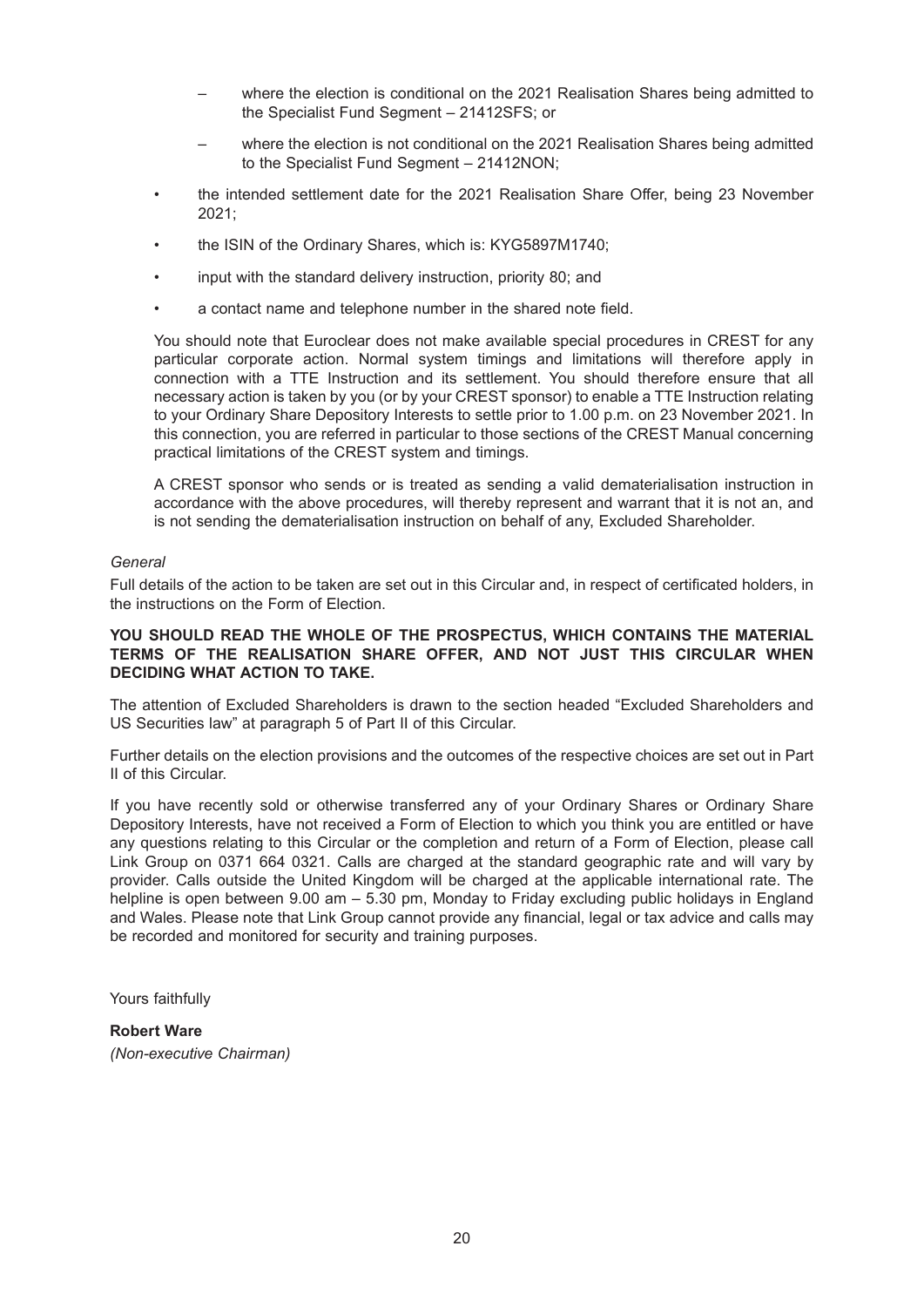- where the election is conditional on the 2021 Realisation Shares being admitted to the Specialist Fund Segment – 21412SFS; or
  - where the election is not conditional on the 2021 Realisation Shares being admitted to the Specialist Fund Segment – 21412NON;
- the intended settlement date for the 2021 Realisation Share Offer, being 23 November 2021;
- the ISIN of the Ordinary Shares, which is: KYG5897M1740;
- input with the standard delivery instruction, priority 80; and
- a contact name and telephone number in the shared note field.

You should note that Euroclear does not make available special procedures in CREST for any particular corporate action. Normal system timings and limitations will therefore apply in connection with a TTE Instruction and its settlement. You should therefore ensure that all necessary action is taken by you (or by your CREST sponsor) to enable a TTE Instruction relating to your Ordinary Share Depository Interests to settle prior to 1.00 p.m. on 23 November 2021. In this connection, you are referred in particular to those sections of the CREST Manual concerning practical limitations of the CREST system and timings.

A CREST sponsor who sends or is treated as sending a valid dematerialisation instruction in accordance with the above procedures, will thereby represent and warrant that it is not an, and is not sending the dematerialisation instruction on behalf of any, Excluded Shareholder.

*General*

Full details of the action to be taken are set out in this Circular and, in respect of certificated holders, in the instructions on the Form of Election.

**YOU SHOULD READ THE WHOLE OF THE PROSPECTUS, WHICH CONTAINS THE MATERIAL TERMS OF THE REALISATION SHARE OFFER, AND NOT JUST THIS CIRCULAR WHEN DECIDING WHAT ACTION TO TAKE.**

The attention of Excluded Shareholders is drawn to the section headed "Excluded Shareholders and US Securities law" at paragraph 5 of Part II of this Circular.

Further details on the election provisions and the outcomes of the respective choices are set out in Part II of this Circular.

If you have recently sold or otherwise transferred any of your Ordinary Shares or Ordinary Share Depository Interests, have not received a Form of Election to which you think you are entitled or have any questions relating to this Circular or the completion and return of a Form of Election, please call Link Group on 0371 664 0321. Calls are charged at the standard geographic rate and will vary by provider. Calls outside the United Kingdom will be charged at the applicable international rate. The helpline is open between 9.00 am – 5.30 pm, Monday to Friday excluding public holidays in England and Wales. Please note that Link Group cannot provide any financial, legal or tax advice and calls may be recorded and monitored for security and training purposes.

Yours faithfully

**Robert Ware**
*(Non-executive Chairman)*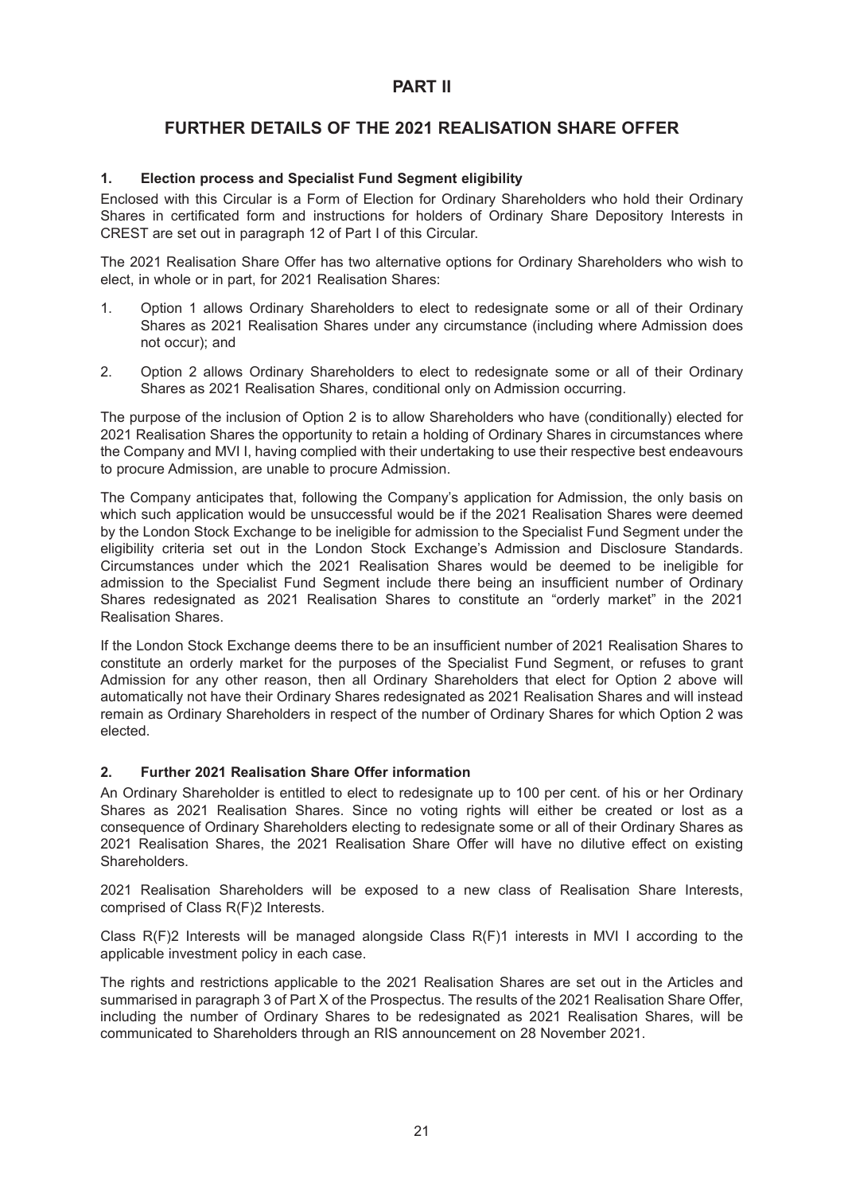# PART II

## FURTHER DETAILS OF THE 2021 REALISATION SHARE OFFER

### 1. Election process and Specialist Fund Segment eligibility

Enclosed with this Circular is a Form of Election for Ordinary Shareholders who hold their Ordinary Shares in certificated form and instructions for holders of Ordinary Share Depository Interests in CREST are set out in paragraph 12 of Part I of this Circular.

The 2021 Realisation Share Offer has two alternative options for Ordinary Shareholders who wish to elect, in whole or in part, for 2021 Realisation Shares:

1. Option 1 allows Ordinary Shareholders to elect to redesignate some or all of their Ordinary Shares as 2021 Realisation Shares under any circumstance (including where Admission does not occur); and
2. Option 2 allows Ordinary Shareholders to elect to redesignate some or all of their Ordinary Shares as 2021 Realisation Shares, conditional only on Admission occurring.

The purpose of the inclusion of Option 2 is to allow Shareholders who have (conditionally) elected for 2021 Realisation Shares the opportunity to retain a holding of Ordinary Shares in circumstances where the Company and MVI I, having complied with their undertaking to use their respective best endeavours to procure Admission, are unable to procure Admission.

The Company anticipates that, following the Company's application for Admission, the only basis on which such application would be unsuccessful would be if the 2021 Realisation Shares were deemed by the London Stock Exchange to be ineligible for admission to the Specialist Fund Segment under the eligibility criteria set out in the London Stock Exchange's Admission and Disclosure Standards. Circumstances under which the 2021 Realisation Shares would be deemed to be ineligible for admission to the Specialist Fund Segment include there being an insufficient number of Ordinary Shares redesignated as 2021 Realisation Shares to constitute an "orderly market" in the 2021 Realisation Shares.

If the London Stock Exchange deems there to be an insufficient number of 2021 Realisation Shares to constitute an orderly market for the purposes of the Specialist Fund Segment, or refuses to grant Admission for any other reason, then all Ordinary Shareholders that elect for Option 2 above will automatically not have their Ordinary Shares redesignated as 2021 Realisation Shares and will instead remain as Ordinary Shareholders in respect of the number of Ordinary Shares for which Option 2 was elected.

### 2. Further 2021 Realisation Share Offer information

An Ordinary Shareholder is entitled to elect to redesignate up to 100 per cent. of his or her Ordinary Shares as 2021 Realisation Shares. Since no voting rights will either be created or lost as a consequence of Ordinary Shareholders electing to redesignate some or all of their Ordinary Shares as 2021 Realisation Shares, the 2021 Realisation Share Offer will have no dilutive effect on existing Shareholders.

2021 Realisation Shareholders will be exposed to a new class of Realisation Share Interests, comprised of Class R(F)2 Interests.

Class R(F)2 Interests will be managed alongside Class R(F)1 interests in MVI I according to the applicable investment policy in each case.

The rights and restrictions applicable to the 2021 Realisation Shares are set out in the Articles and summarised in paragraph 3 of Part X of the Prospectus. The results of the 2021 Realisation Share Offer, including the number of Ordinary Shares to be redesignated as 2021 Realisation Shares, will be communicated to Shareholders through an RIS announcement on 28 November 2021.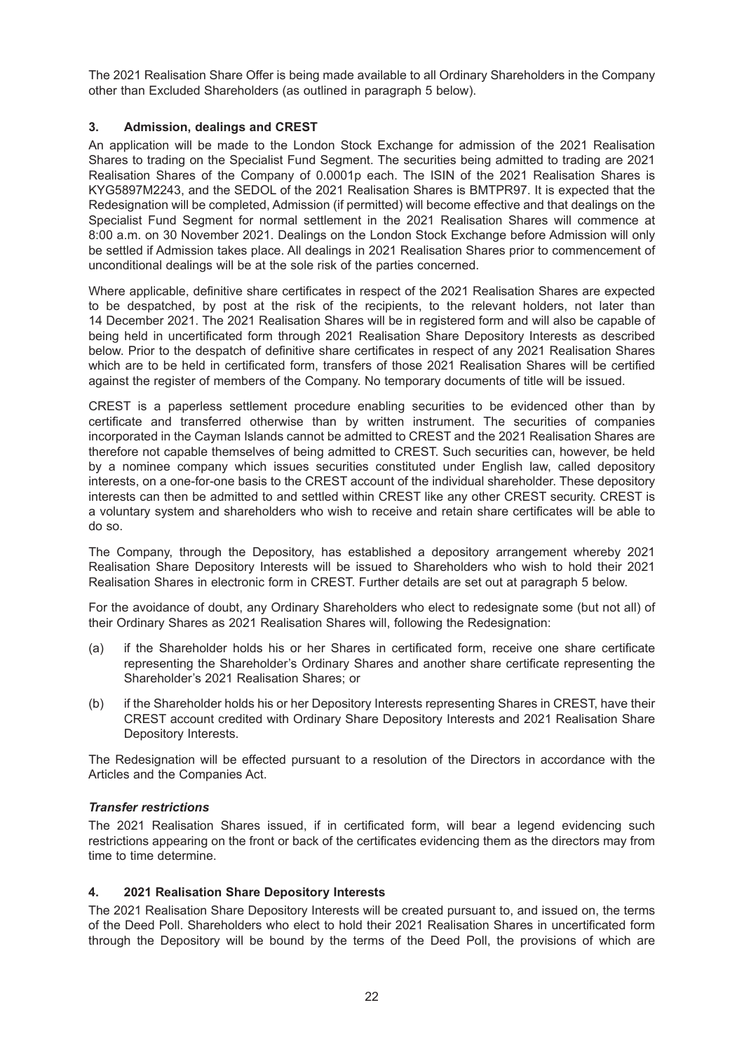The 2021 Realisation Share Offer is being made available to all Ordinary Shareholders in the Company other than Excluded Shareholders (as outlined in paragraph 5 below).

## 3. Admission, dealings and CREST

An application will be made to the London Stock Exchange for admission of the 2021 Realisation Shares to trading on the Specialist Fund Segment. The securities being admitted to trading are 2021 Realisation Shares of the Company of 0.0001p each. The ISIN of the 2021 Realisation Shares is KYG5897M2243, and the SEDOL of the 2021 Realisation Shares is BMTPR97. It is expected that the Redesignation will be completed, Admission (if permitted) will become effective and that dealings on the Specialist Fund Segment for normal settlement in the 2021 Realisation Shares will commence at 8:00 a.m. on 30 November 2021. Dealings on the London Stock Exchange before Admission will only be settled if Admission takes place. All dealings in 2021 Realisation Shares prior to commencement of unconditional dealings will be at the sole risk of the parties concerned.

Where applicable, definitive share certificates in respect of the 2021 Realisation Shares are expected to be despatched, by post at the risk of the recipients, to the relevant holders, not later than 14 December 2021. The 2021 Realisation Shares will be in registered form and will also be capable of being held in uncertificated form through 2021 Realisation Share Depository Interests as described below. Prior to the despatch of definitive share certificates in respect of any 2021 Realisation Shares which are to be held in certificated form, transfers of those 2021 Realisation Shares will be certified against the register of members of the Company. No temporary documents of title will be issued.

CREST is a paperless settlement procedure enabling securities to be evidenced other than by certificate and transferred otherwise than by written instrument. The securities of companies incorporated in the Cayman Islands cannot be admitted to CREST and the 2021 Realisation Shares are therefore not capable themselves of being admitted to CREST. Such securities can, however, be held by a nominee company which issues securities constituted under English law, called depository interests, on a one-for-one basis to the CREST account of the individual shareholder. These depository interests can then be admitted to and settled within CREST like any other CREST security. CREST is a voluntary system and shareholders who wish to receive and retain share certificates will be able to do so.

The Company, through the Depository, has established a depository arrangement whereby 2021 Realisation Share Depository Interests will be issued to Shareholders who wish to hold their 2021 Realisation Shares in electronic form in CREST. Further details are set out at paragraph 5 below.

For the avoidance of doubt, any Ordinary Shareholders who elect to redesignate some (but not all) of their Ordinary Shares as 2021 Realisation Shares will, following the Redesignation:

(a) if the Shareholder holds his or her Shares in certificated form, receive one share certificate representing the Shareholder's Ordinary Shares and another share certificate representing the Shareholder's 2021 Realisation Shares; or

(b) if the Shareholder holds his or her Depository Interests representing Shares in CREST, have their CREST account credited with Ordinary Share Depository Interests and 2021 Realisation Share Depository Interests.

The Redesignation will be effected pursuant to a resolution of the Directors in accordance with the Articles and the Companies Act.

### *Transfer restrictions*

The 2021 Realisation Shares issued, if in certificated form, will bear a legend evidencing such restrictions appearing on the front or back of the certificates evidencing them as the directors may from time to time determine.

## 4. 2021 Realisation Share Depository Interests

The 2021 Realisation Share Depository Interests will be created pursuant to, and issued on, the terms of the Deed Poll. Shareholders who elect to hold their 2021 Realisation Shares in uncertificated form through the Depository will be bound by the terms of the Deed Poll, the provisions of which are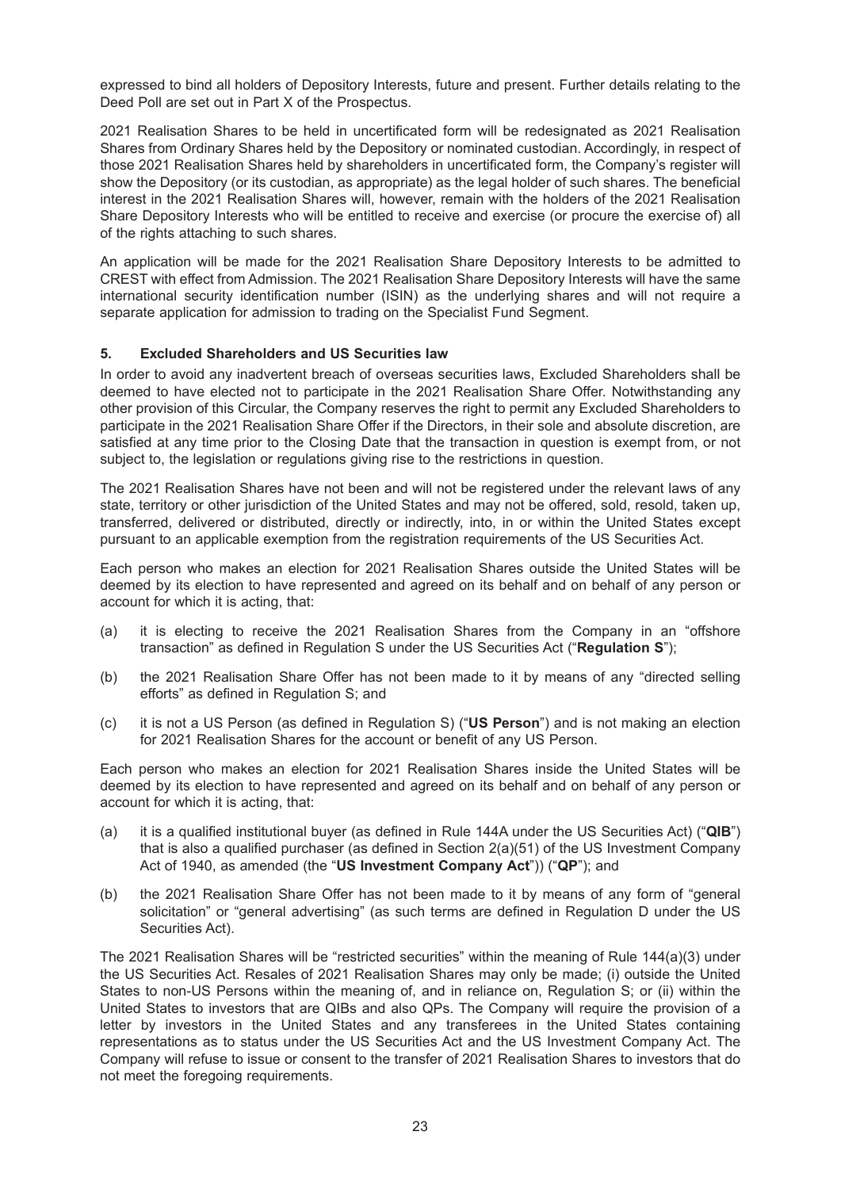expressed to bind all holders of Depository Interests, future and present. Further details relating to the Deed Poll are set out in Part X of the Prospectus.

2021 Realisation Shares to be held in uncertificated form will be redesignated as 2021 Realisation Shares from Ordinary Shares held by the Depository or nominated custodian. Accordingly, in respect of those 2021 Realisation Shares held by shareholders in uncertificated form, the Company's register will show the Depository (or its custodian, as appropriate) as the legal holder of such shares. The beneficial interest in the 2021 Realisation Shares will, however, remain with the holders of the 2021 Realisation Share Depository Interests who will be entitled to receive and exercise (or procure the exercise of) all of the rights attaching to such shares.

An application will be made for the 2021 Realisation Share Depository Interests to be admitted to CREST with effect from Admission. The 2021 Realisation Share Depository Interests will have the same international security identification number (ISIN) as the underlying shares and will not require a separate application for admission to trading on the Specialist Fund Segment.

### 5. Excluded Shareholders and US Securities law

In order to avoid any inadvertent breach of overseas securities laws, Excluded Shareholders shall be deemed to have elected not to participate in the 2021 Realisation Share Offer. Notwithstanding any other provision of this Circular, the Company reserves the right to permit any Excluded Shareholders to participate in the 2021 Realisation Share Offer if the Directors, in their sole and absolute discretion, are satisfied at any time prior to the Closing Date that the transaction in question is exempt from, or not subject to, the legislation or regulations giving rise to the restrictions in question.

The 2021 Realisation Shares have not been and will not be registered under the relevant laws of any state, territory or other jurisdiction of the United States and may not be offered, sold, resold, taken up, transferred, delivered or distributed, directly or indirectly, into, in or within the United States except pursuant to an applicable exemption from the registration requirements of the US Securities Act.

Each person who makes an election for 2021 Realisation Shares outside the United States will be deemed by its election to have represented and agreed on its behalf and on behalf of any person or account for which it is acting, that:

(a) it is electing to receive the 2021 Realisation Shares from the Company in an "offshore transaction" as defined in Regulation S under the US Securities Act ("**Regulation S**");

(b) the 2021 Realisation Share Offer has not been made to it by means of any "directed selling efforts" as defined in Regulation S; and

(c) it is not a US Person (as defined in Regulation S) ("**US Person**") and is not making an election for 2021 Realisation Shares for the account or benefit of any US Person.

Each person who makes an election for 2021 Realisation Shares inside the United States will be deemed by its election to have represented and agreed on its behalf and on behalf of any person or account for which it is acting, that:

(a) it is a qualified institutional buyer (as defined in Rule 144A under the US Securities Act) ("**QIB**") that is also a qualified purchaser (as defined in Section 2(a)(51) of the US Investment Company Act of 1940, as amended (the "**US Investment Company Act**")) ("**QP**"); and

(b) the 2021 Realisation Share Offer has not been made to it by means of any form of "general solicitation" or "general advertising" (as such terms are defined in Regulation D under the US Securities Act).

The 2021 Realisation Shares will be "restricted securities" within the meaning of Rule 144(a)(3) under the US Securities Act. Resales of 2021 Realisation Shares may only be made; (i) outside the United States to non-US Persons within the meaning of, and in reliance on, Regulation S; or (ii) within the United States to investors that are QIBs and also QPs. The Company will require the provision of a letter by investors in the United States and any transferees in the United States containing representations as to status under the US Securities Act and the US Investment Company Act. The Company will refuse to issue or consent to the transfer of 2021 Realisation Shares to investors that do not meet the foregoing requirements.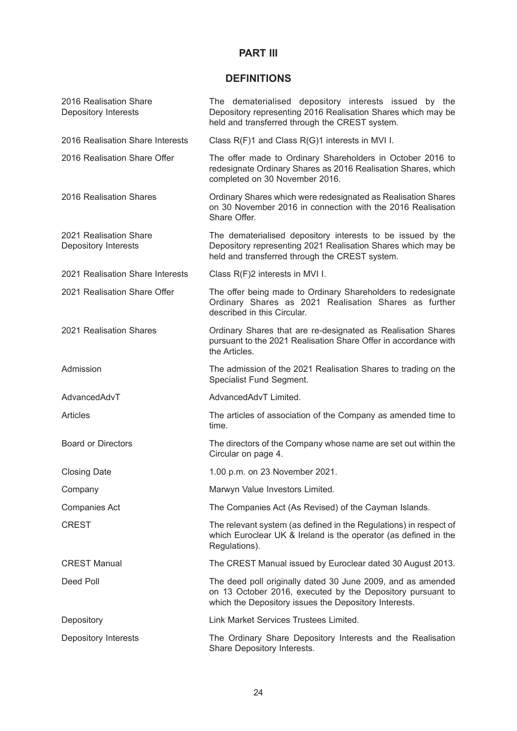# PART III

## DEFINITIONS

| | |
|---|---|
| 2016 Realisation Share Depository Interests | The dematerialised depository interests issued by the Depository representing 2016 Realisation Shares which may be held and transferred through the CREST system. |
| 2016 Realisation Share Interests | Class R(F)1 and Class R(G)1 interests in MVI I. |
| 2016 Realisation Share Offer | The offer made to Ordinary Shareholders in October 2016 to redesignate Ordinary Shares as 2016 Realisation Shares, which completed on 30 November 2016. |
| 2016 Realisation Shares | Ordinary Shares which were redesignated as Realisation Shares on 30 November 2016 in connection with the 2016 Realisation Share Offer. |
| 2021 Realisation Share Depository Interests | The dematerialised depository interests to be issued by the Depository representing 2021 Realisation Shares which may be held and transferred through the CREST system. |
| 2021 Realisation Share Interests | Class R(F)2 interests in MVI I. |
| 2021 Realisation Share Offer | The offer being made to Ordinary Shareholders to redesignate Ordinary Shares as 2021 Realisation Shares as further described in this Circular. |
| 2021 Realisation Shares | Ordinary Shares that are re-designated as Realisation Shares pursuant to the 2021 Realisation Share Offer in accordance with the Articles. |
| Admission | The admission of the 2021 Realisation Shares to trading on the Specialist Fund Segment. |
| AdvancedAdvT | AdvancedAdvT Limited. |
| Articles | The articles of association of the Company as amended time to time. |
| Board or Directors | The directors of the Company whose name are set out within the Circular on page 4. |
| Closing Date | 1.00 p.m. on 23 November 2021. |
| Company | Marwyn Value Investors Limited. |
| Companies Act | The Companies Act (As Revised) of the Cayman Islands. |
| CREST | The relevant system (as defined in the Regulations) in respect of which Euroclear UK & Ireland is the operator (as defined in the Regulations). |
| CREST Manual | The CREST Manual issued by Euroclear dated 30 August 2013. |
| Deed Poll | The deed poll originally dated 30 June 2009, and as amended on 13 October 2016, executed by the Depository pursuant to which the Depository issues the Depository Interests. |
| Depository | Link Market Services Trustees Limited. |
| Depository Interests | The Ordinary Share Depository Interests and the Realisation Share Depository Interests. |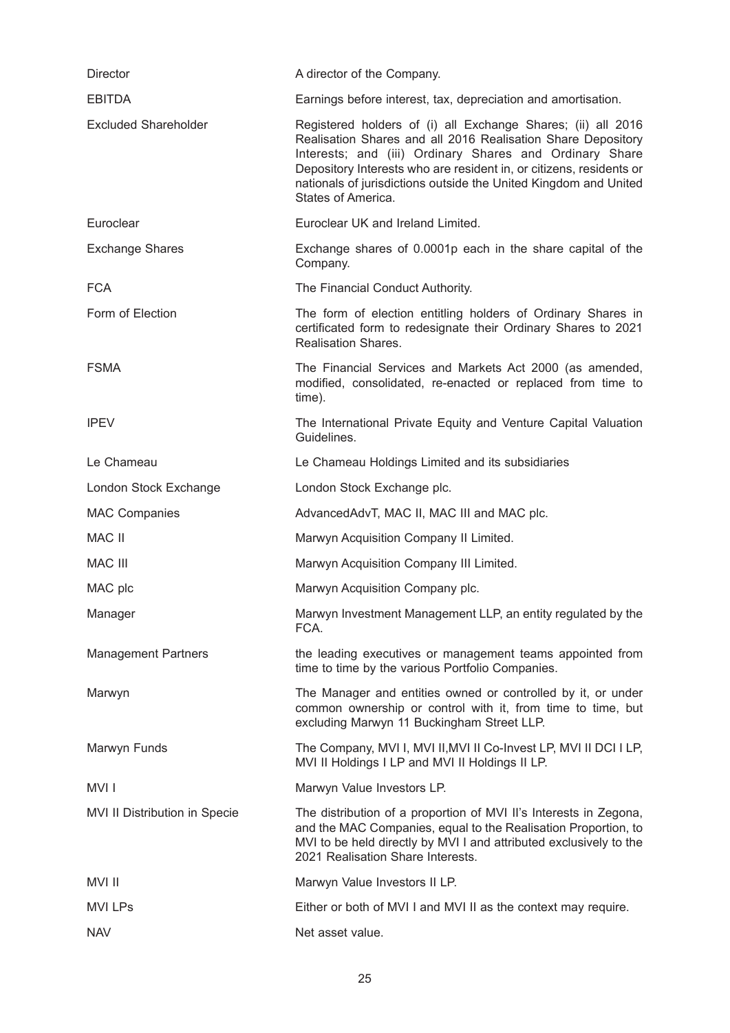| | |
|---|---|
| Director | A director of the Company. |
| EBITDA | Earnings before interest, tax, depreciation and amortisation. |
| Excluded Shareholder | Registered holders of (i) all Exchange Shares; (ii) all 2016 Realisation Shares and all 2016 Realisation Share Depository Interests; and (iii) Ordinary Shares and Ordinary Share Depository Interests who are resident in, or citizens, residents or nationals of jurisdictions outside the United Kingdom and United States of America. |
| Euroclear | Euroclear UK and Ireland Limited. |
| Exchange Shares | Exchange shares of 0.0001p each in the share capital of the Company. |
| FCA | The Financial Conduct Authority. |
| Form of Election | The form of election entitling holders of Ordinary Shares in certificated form to redesignate their Ordinary Shares to 2021 Realisation Shares. |
| FSMA | The Financial Services and Markets Act 2000 (as amended, modified, consolidated, re-enacted or replaced from time to time). |
| IPEV | The International Private Equity and Venture Capital Valuation Guidelines. |
| Le Chameau | Le Chameau Holdings Limited and its subsidiaries |
| London Stock Exchange | London Stock Exchange plc. |
| MAC Companies | AdvancedAdvT, MAC II, MAC III and MAC plc. |
| MAC II | Marwyn Acquisition Company II Limited. |
| MAC III | Marwyn Acquisition Company III Limited. |
| MAC plc | Marwyn Acquisition Company plc. |
| Manager | Marwyn Investment Management LLP, an entity regulated by the FCA. |
| Management Partners | the leading executives or management teams appointed from time to time by the various Portfolio Companies. |
| Marwyn | The Manager and entities owned or controlled by it, or under common ownership or control with it, from time to time, but excluding Marwyn 11 Buckingham Street LLP. |
| Marwyn Funds | The Company, MVI I, MVI II,MVI II Co-Invest LP, MVI II DCI I LP, MVI II Holdings I LP and MVI II Holdings II LP. |
| MVI I | Marwyn Value Investors LP. |
| MVI II Distribution in Specie | The distribution of a proportion of MVI II's Interests in Zegona, and the MAC Companies, equal to the Realisation Proportion, to MVI to be held directly by MVI I and attributed exclusively to the 2021 Realisation Share Interests. |
| MVI II | Marwyn Value Investors II LP. |
| MVI LPs | Either or both of MVI I and MVI II as the context may require. |
| NAV | Net asset value. |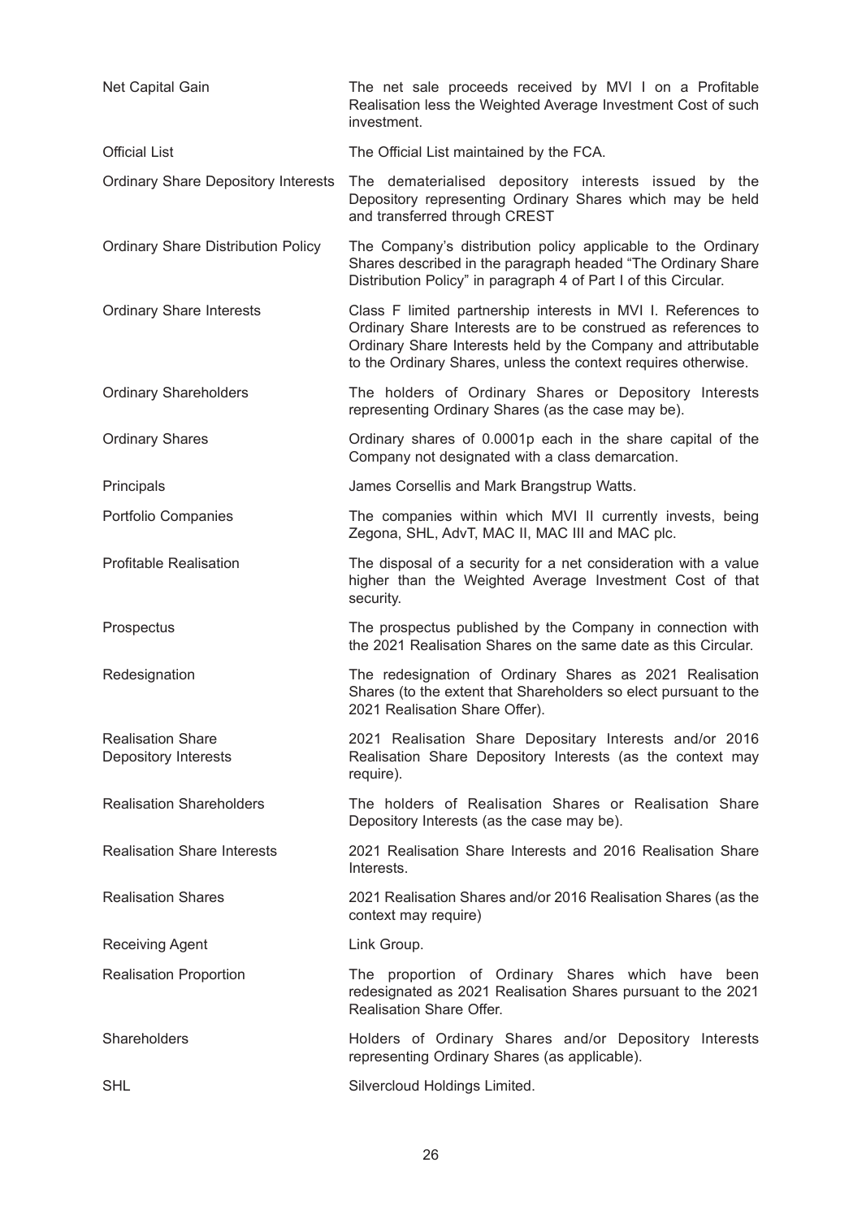| | |
|---|---|
| Net Capital Gain | The net sale proceeds received by MVI I on a Profitable Realisation less the Weighted Average Investment Cost of such investment. |
| Official List | The Official List maintained by the FCA. |
| Ordinary Share Depository Interests | The dematerialised depository interests issued by the Depository representing Ordinary Shares which may be held and transferred through CREST |
| Ordinary Share Distribution Policy | The Company's distribution policy applicable to the Ordinary Shares described in the paragraph headed "The Ordinary Share Distribution Policy" in paragraph 4 of Part I of this Circular. |
| Ordinary Share Interests | Class F limited partnership interests in MVI I. References to Ordinary Share Interests are to be construed as references to Ordinary Share Interests held by the Company and attributable to the Ordinary Shares, unless the context requires otherwise. |
| Ordinary Shareholders | The holders of Ordinary Shares or Depository Interests representing Ordinary Shares (as the case may be). |
| Ordinary Shares | Ordinary shares of 0.0001p each in the share capital of the Company not designated with a class demarcation. |
| Principals | James Corsellis and Mark Brangstrup Watts. |
| Portfolio Companies | The companies within which MVI II currently invests, being Zegona, SHL, AdvT, MAC II, MAC III and MAC plc. |
| Profitable Realisation | The disposal of a security for a net consideration with a value higher than the Weighted Average Investment Cost of that security. |
| Prospectus | The prospectus published by the Company in connection with the 2021 Realisation Shares on the same date as this Circular. |
| Redesignation | The redesignation of Ordinary Shares as 2021 Realisation Shares (to the extent that Shareholders so elect pursuant to the 2021 Realisation Share Offer). |
| Realisation Share Depository Interests | 2021 Realisation Share Depositary Interests and/or 2016 Realisation Share Depository Interests (as the context may require). |
| Realisation Shareholders | The holders of Realisation Shares or Realisation Share Depository Interests (as the case may be). |
| Realisation Share Interests | 2021 Realisation Share Interests and 2016 Realisation Share Interests. |
| Realisation Shares | 2021 Realisation Shares and/or 2016 Realisation Shares (as the context may require) |
| Receiving Agent | Link Group. |
| Realisation Proportion | The proportion of Ordinary Shares which have been redesignated as 2021 Realisation Shares pursuant to the 2021 Realisation Share Offer. |
| Shareholders | Holders of Ordinary Shares and/or Depository Interests representing Ordinary Shares (as applicable). |
| SHL | Silvercloud Holdings Limited. |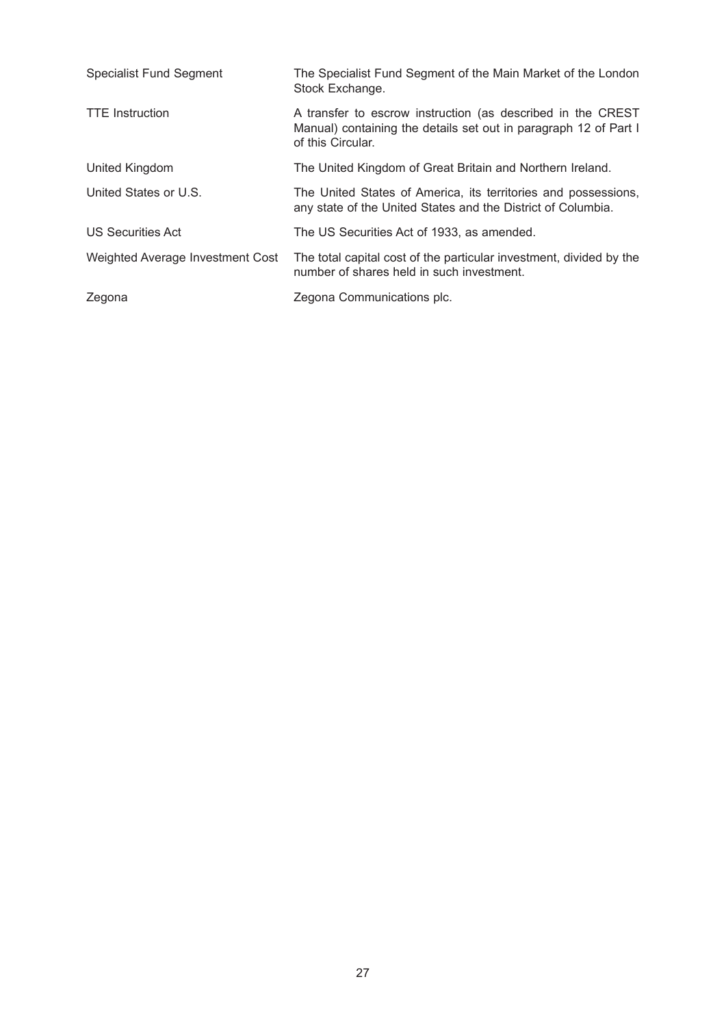| | |
|---|---|
| Specialist Fund Segment | The Specialist Fund Segment of the Main Market of the London Stock Exchange. |
| TTE Instruction | A transfer to escrow instruction (as described in the CREST Manual) containing the details set out in paragraph 12 of Part I of this Circular. |
| United Kingdom | The United Kingdom of Great Britain and Northern Ireland. |
| United States or U.S. | The United States of America, its territories and possessions, any state of the United States and the District of Columbia. |
| US Securities Act | The US Securities Act of 1933, as amended. |
| Weighted Average Investment Cost | The total capital cost of the particular investment, divided by the number of shares held in such investment. |
| Zegona | Zegona Communications plc. |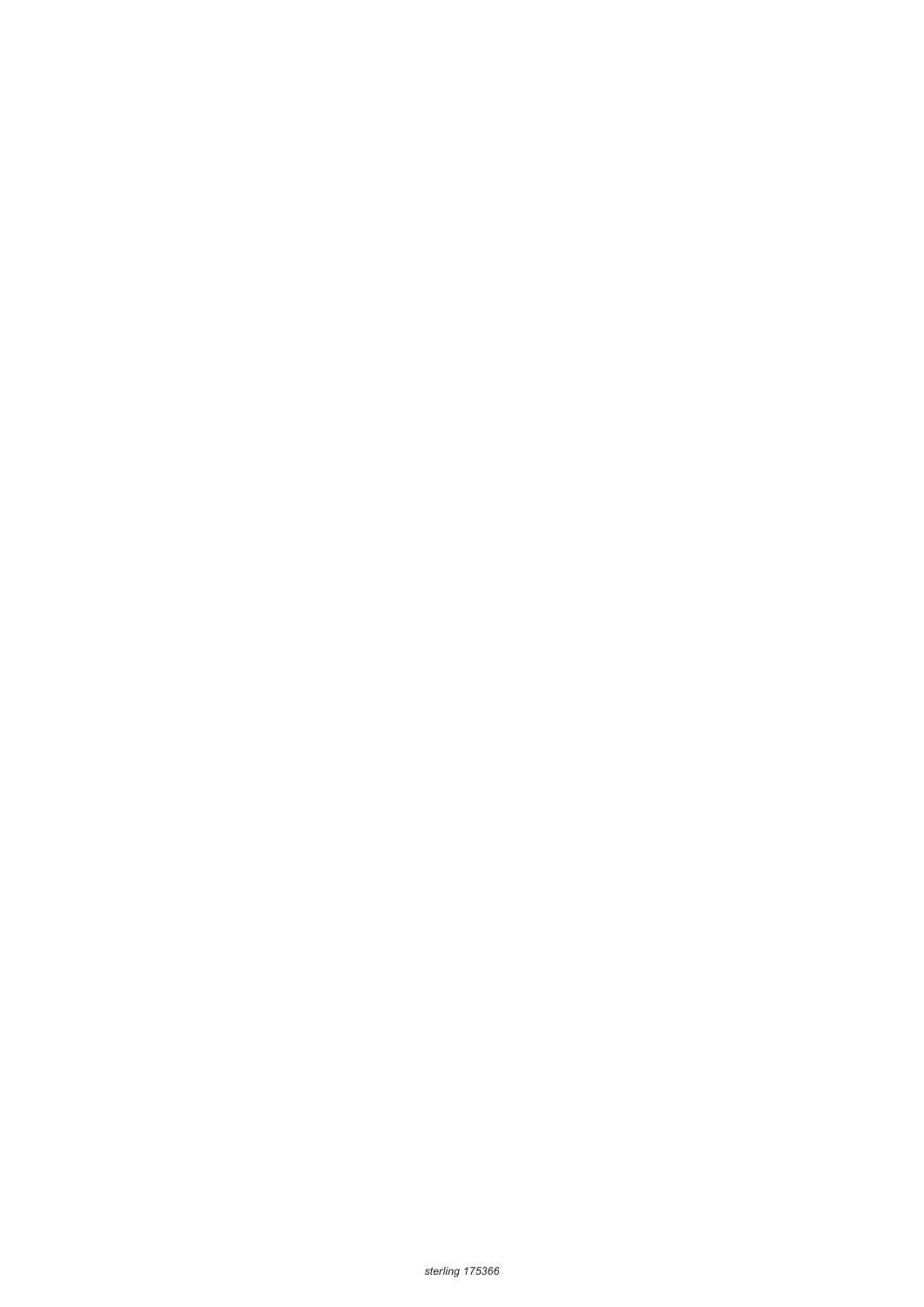*sterling 175366*